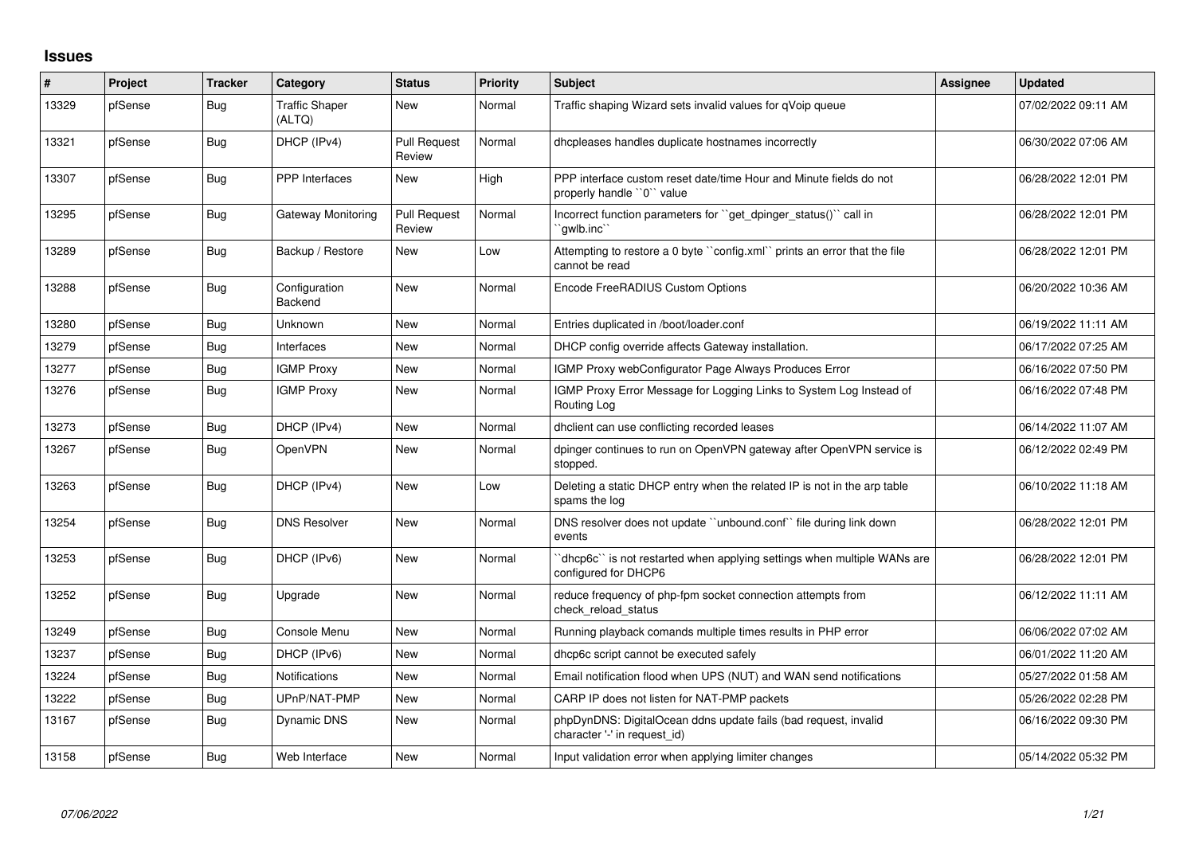# Issues

| # | Project | Tracker | Category | Status | Priority | Subject | Assignee | Updated |
|---|---|---|---|---|---|---|---|---|
| 13329 | pfSense | Bug | Traffic Shaper (ALTQ) | New | Normal | Traffic shaping Wizard sets invalid values for qVoip queue | | 07/02/2022 09:11 AM |
| 13321 | pfSense | Bug | DHCP (IPv4) | Pull Request Review | Normal | dhcpleases handles duplicate hostnames incorrectly | | 06/30/2022 07:06 AM |
| 13307 | pfSense | Bug | PPP Interfaces | New | High | PPP interface custom reset date/time Hour and Minute fields do not properly handle ``0`` value | | 06/28/2022 12:01 PM |
| 13295 | pfSense | Bug | Gateway Monitoring | Pull Request Review | Normal | Incorrect function parameters for ``get_dpinger_status()`` call in ``gwlb.inc`` | | 06/28/2022 12:01 PM |
| 13289 | pfSense | Bug | Backup / Restore | New | Low | Attempting to restore a 0 byte ``config.xml`` prints an error that the file cannot be read | | 06/28/2022 12:01 PM |
| 13288 | pfSense | Bug | Configuration Backend | New | Normal | Encode FreeRADIUS Custom Options | | 06/20/2022 10:36 AM |
| 13280 | pfSense | Bug | Unknown | New | Normal | Entries duplicated in /boot/loader.conf | | 06/19/2022 11:11 AM |
| 13279 | pfSense | Bug | Interfaces | New | Normal | DHCP config override affects Gateway installation. | | 06/17/2022 07:25 AM |
| 13277 | pfSense | Bug | IGMP Proxy | New | Normal | IGMP Proxy webConfigurator Page Always Produces Error | | 06/16/2022 07:50 PM |
| 13276 | pfSense | Bug | IGMP Proxy | New | Normal | IGMP Proxy Error Message for Logging Links to System Log Instead of Routing Log | | 06/16/2022 07:48 PM |
| 13273 | pfSense | Bug | DHCP (IPv4) | New | Normal | dhclient can use conflicting recorded leases | | 06/14/2022 11:07 AM |
| 13267 | pfSense | Bug | OpenVPN | New | Normal | dpinger continues to run on OpenVPN gateway after OpenVPN service is stopped. | | 06/12/2022 02:49 PM |
| 13263 | pfSense | Bug | DHCP (IPv4) | New | Low | Deleting a static DHCP entry when the related IP is not in the arp table spams the log | | 06/10/2022 11:18 AM |
| 13254 | pfSense | Bug | DNS Resolver | New | Normal | DNS resolver does not update ``unbound.conf`` file during link down events | | 06/28/2022 12:01 PM |
| 13253 | pfSense | Bug | DHCP (IPv6) | New | Normal | ``dhcp6c`` is not restarted when applying settings when multiple WANs are configured for DHCP6 | | 06/28/2022 12:01 PM |
| 13252 | pfSense | Bug | Upgrade | New | Normal | reduce frequency of php-fpm socket connection attempts from check_reload_status | | 06/12/2022 11:11 AM |
| 13249 | pfSense | Bug | Console Menu | New | Normal | Running playback comands multiple times results in PHP error | | 06/06/2022 07:02 AM |
| 13237 | pfSense | Bug | DHCP (IPv6) | New | Normal | dhcp6c script cannot be executed safely | | 06/01/2022 11:20 AM |
| 13224 | pfSense | Bug | Notifications | New | Normal | Email notification flood when UPS (NUT) and WAN send notifications | | 05/27/2022 01:58 AM |
| 13222 | pfSense | Bug | UPnP/NAT-PMP | New | Normal | CARP IP does not listen for NAT-PMP packets | | 05/26/2022 02:28 PM |
| 13167 | pfSense | Bug | Dynamic DNS | New | Normal | phpDynDNS: DigitalOcean ddns update fails (bad request, invalid character '-' in request_id) | | 06/16/2022 09:30 PM |
| 13158 | pfSense | Bug | Web Interface | New | Normal | Input validation error when applying limiter changes | | 05/14/2022 05:32 PM |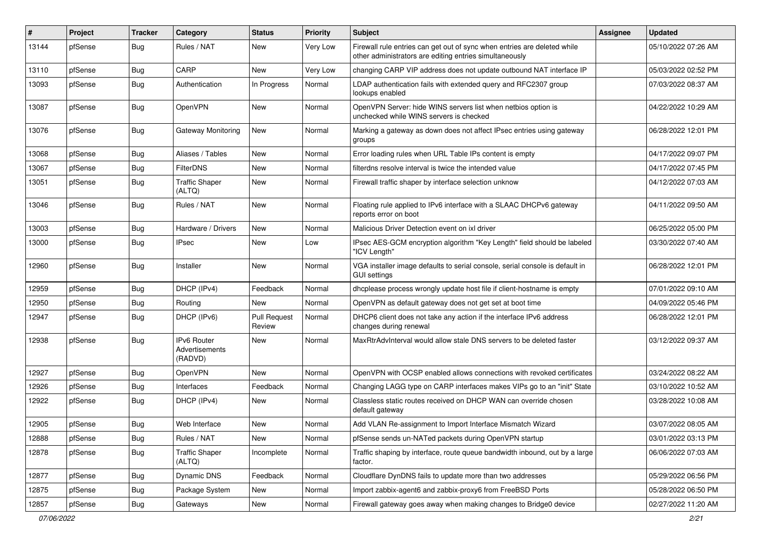| # | Project | Tracker | Category | Status | Priority | Subject | Assignee | Updated |
|---|---|---|---|---|---|---|---|---|
| 13144 | pfSense | Bug | Rules / NAT | New | Very Low | Firewall rule entries can get out of sync when entries are deleted while other administrators are editing entries simultaneously | | 05/10/2022 07:26 AM |
| 13110 | pfSense | Bug | CARP | New | Very Low | changing CARP VIP address does not update outbound NAT interface IP | | 05/03/2022 02:52 PM |
| 13093 | pfSense | Bug | Authentication | In Progress | Normal | LDAP authentication fails with extended query and RFC2307 group lookups enabled | | 07/03/2022 08:37 AM |
| 13087 | pfSense | Bug | OpenVPN | New | Normal | OpenVPN Server: hide WINS servers list when netbios option is unchecked while WINS servers is checked | | 04/22/2022 10:29 AM |
| 13076 | pfSense | Bug | Gateway Monitoring | New | Normal | Marking a gateway as down does not affect IPsec entries using gateway groups | | 06/28/2022 12:01 PM |
| 13068 | pfSense | Bug | Aliases / Tables | New | Normal | Error loading rules when URL Table IPs content is empty | | 04/17/2022 09:07 PM |
| 13067 | pfSense | Bug | FilterDNS | New | Normal | filterdns resolve interval is twice the intended value | | 04/17/2022 07:45 PM |
| 13051 | pfSense | Bug | Traffic Shaper (ALTQ) | New | Normal | Firewall traffic shaper by interface selection unknow | | 04/12/2022 07:03 AM |
| 13046 | pfSense | Bug | Rules / NAT | New | Normal | Floating rule applied to IPv6 interface with a SLAAC DHCPv6 gateway reports error on boot | | 04/11/2022 09:50 AM |
| 13003 | pfSense | Bug | Hardware / Drivers | New | Normal | Malicious Driver Detection event on ixl driver | | 06/25/2022 05:00 PM |
| 13000 | pfSense | Bug | IPsec | New | Low | IPsec AES-GCM encryption algorithm "Key Length" field should be labeled "ICV Length" | | 03/30/2022 07:40 AM |
| 12960 | pfSense | Bug | Installer | New | Normal | VGA installer image defaults to serial console, serial console is default in GUI settings | | 06/28/2022 12:01 PM |
| 12959 | pfSense | Bug | DHCP (IPv4) | Feedback | Normal | dhcplease process wrongly update host file if client-hostname is empty | | 07/01/2022 09:10 AM |
| 12950 | pfSense | Bug | Routing | New | Normal | OpenVPN as default gateway does not get set at boot time | | 04/09/2022 05:46 PM |
| 12947 | pfSense | Bug | DHCP (IPv6) | Pull Request Review | Normal | DHCP6 client does not take any action if the interface IPv6 address changes during renewal | | 06/28/2022 12:01 PM |
| 12938 | pfSense | Bug | IPv6 Router Advertisements (RADVD) | New | Normal | MaxRtrAdvInterval would allow stale DNS servers to be deleted faster | | 03/12/2022 09:37 AM |
| 12927 | pfSense | Bug | OpenVPN | New | Normal | OpenVPN with OCSP enabled allows connections with revoked certificates | | 03/24/2022 08:22 AM |
| 12926 | pfSense | Bug | Interfaces | Feedback | Normal | Changing LAGG type on CARP interfaces makes VIPs go to an "init" State | | 03/10/2022 10:52 AM |
| 12922 | pfSense | Bug | DHCP (IPv4) | New | Normal | Classless static routes received on DHCP WAN can override chosen default gateway | | 03/28/2022 10:08 AM |
| 12905 | pfSense | Bug | Web Interface | New | Normal | Add VLAN Re-assignment to Import Interface Mismatch Wizard | | 03/07/2022 08:05 AM |
| 12888 | pfSense | Bug | Rules / NAT | New | Normal | pfSense sends un-NATed packets during OpenVPN startup | | 03/01/2022 03:13 PM |
| 12878 | pfSense | Bug | Traffic Shaper (ALTQ) | Incomplete | Normal | Traffic shaping by interface, route queue bandwidth inbound, out by a large factor. | | 06/06/2022 07:03 AM |
| 12877 | pfSense | Bug | Dynamic DNS | Feedback | Normal | Cloudflare DynDNS fails to update more than two addresses | | 05/29/2022 06:56 PM |
| 12875 | pfSense | Bug | Package System | New | Normal | Import zabbix-agent6 and zabbix-proxy6 from FreeBSD Ports | | 05/28/2022 06:50 PM |
| 12857 | pfSense | Bug | Gateways | New | Normal | Firewall gateway goes away when making changes to Bridge0 device | | 02/27/2022 11:20 AM |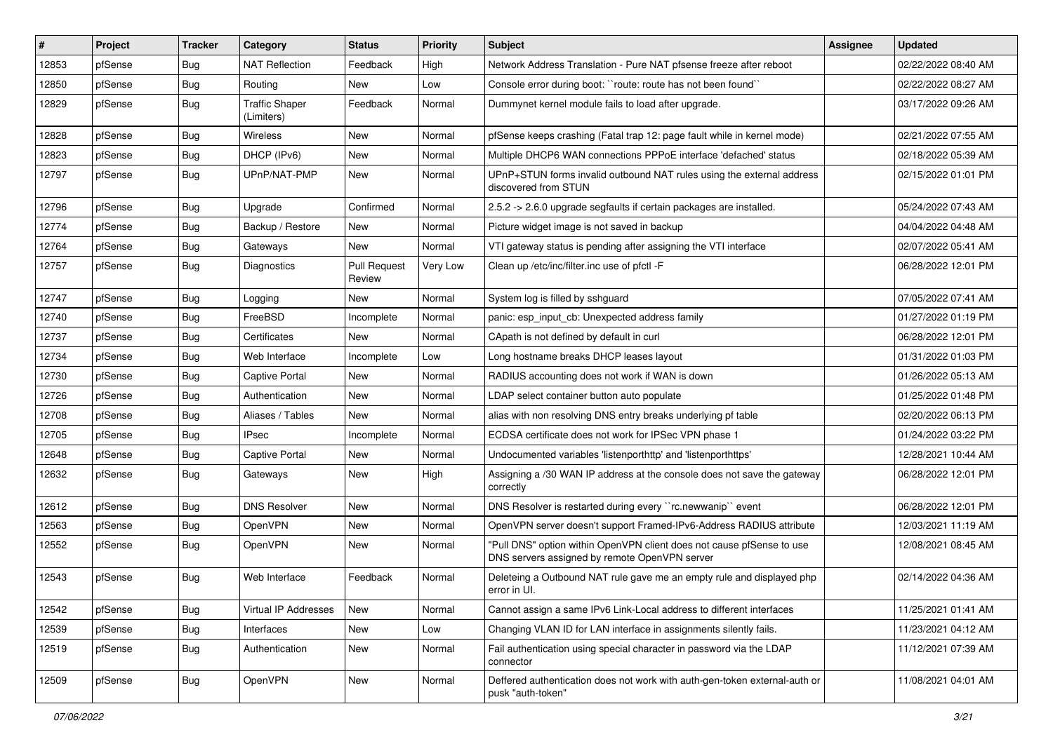| # | Project | Tracker | Category | Status | Priority | Subject | Assignee | Updated |
|---|---|---|---|---|---|---|---|---|
| 12853 | pfSense | Bug | NAT Reflection | Feedback | High | Network Address Translation - Pure NAT pfsense freeze after reboot | | 02/22/2022 08:40 AM |
| 12850 | pfSense | Bug | Routing | New | Low | Console error during boot: ``route: route has not been found`` | | 02/22/2022 08:27 AM |
| 12829 | pfSense | Bug | Traffic Shaper (Limiters) | Feedback | Normal | Dummynet kernel module fails to load after upgrade. | | 03/17/2022 09:26 AM |
| 12828 | pfSense | Bug | Wireless | New | Normal | pfSense keeps crashing (Fatal trap 12: page fault while in kernel mode) | | 02/21/2022 07:55 AM |
| 12823 | pfSense | Bug | DHCP (IPv6) | New | Normal | Multiple DHCP6 WAN connections PPPoE interface 'defached' status | | 02/18/2022 05:39 AM |
| 12797 | pfSense | Bug | UPnP/NAT-PMP | New | Normal | UPnP+STUN forms invalid outbound NAT rules using the external address discovered from STUN | | 02/15/2022 01:01 PM |
| 12796 | pfSense | Bug | Upgrade | Confirmed | Normal | 2.5.2 -> 2.6.0 upgrade segfaults if certain packages are installed. | | 05/24/2022 07:43 AM |
| 12774 | pfSense | Bug | Backup / Restore | New | Normal | Picture widget image is not saved in backup | | 04/04/2022 04:48 AM |
| 12764 | pfSense | Bug | Gateways | New | Normal | VTI gateway status is pending after assigning the VTI interface | | 02/07/2022 05:41 AM |
| 12757 | pfSense | Bug | Diagnostics | Pull Request Review | Very Low | Clean up /etc/inc/filter.inc use of pfctl -F | | 06/28/2022 12:01 PM |
| 12747 | pfSense | Bug | Logging | New | Normal | System log is filled by sshguard | | 07/05/2022 07:41 AM |
| 12740 | pfSense | Bug | FreeBSD | Incomplete | Normal | panic: esp_input_cb: Unexpected address family | | 01/27/2022 01:19 PM |
| 12737 | pfSense | Bug | Certificates | New | Normal | CApath is not defined by default in curl | | 06/28/2022 12:01 PM |
| 12734 | pfSense | Bug | Web Interface | Incomplete | Low | Long hostname breaks DHCP leases layout | | 01/31/2022 01:03 PM |
| 12730 | pfSense | Bug | Captive Portal | New | Normal | RADIUS accounting does not work if WAN is down | | 01/26/2022 05:13 AM |
| 12726 | pfSense | Bug | Authentication | New | Normal | LDAP select container button auto populate | | 01/25/2022 01:48 PM |
| 12708 | pfSense | Bug | Aliases / Tables | New | Normal | alias with non resolving DNS entry breaks underlying pf table | | 02/20/2022 06:13 PM |
| 12705 | pfSense | Bug | IPsec | Incomplete | Normal | ECDSA certificate does not work for IPSec VPN phase 1 | | 01/24/2022 03:22 PM |
| 12648 | pfSense | Bug | Captive Portal | New | Normal | Undocumented variables 'listenporthttp' and 'listenporthttps' | | 12/28/2021 10:44 AM |
| 12632 | pfSense | Bug | Gateways | New | High | Assigning a /30 WAN IP address at the console does not save the gateway correctly | | 06/28/2022 12:01 PM |
| 12612 | pfSense | Bug | DNS Resolver | New | Normal | DNS Resolver is restarted during every ``rc.newwanip`` event | | 06/28/2022 12:01 PM |
| 12563 | pfSense | Bug | OpenVPN | New | Normal | OpenVPN server doesn't support Framed-IPv6-Address RADIUS attribute | | 12/03/2021 11:19 AM |
| 12552 | pfSense | Bug | OpenVPN | New | Normal | "Pull DNS" option within OpenVPN client does not cause pfSense to use DNS servers assigned by remote OpenVPN server | | 12/08/2021 08:45 AM |
| 12543 | pfSense | Bug | Web Interface | Feedback | Normal | Deleteing a Outbound NAT rule gave me an empty rule and displayed php error in UI. | | 02/14/2022 04:36 AM |
| 12542 | pfSense | Bug | Virtual IP Addresses | New | Normal | Cannot assign a same IPv6 Link-Local address to different interfaces | | 11/25/2021 01:41 AM |
| 12539 | pfSense | Bug | Interfaces | New | Low | Changing VLAN ID for LAN interface in assignments silently fails. | | 11/23/2021 04:12 AM |
| 12519 | pfSense | Bug | Authentication | New | Normal | Fail authentication using special character in password via the LDAP connector | | 11/12/2021 07:39 AM |
| 12509 | pfSense | Bug | OpenVPN | New | Normal | Deffered authentication does not work with auth-gen-token external-auth or pusk "auth-token" | | 11/08/2021 04:01 AM |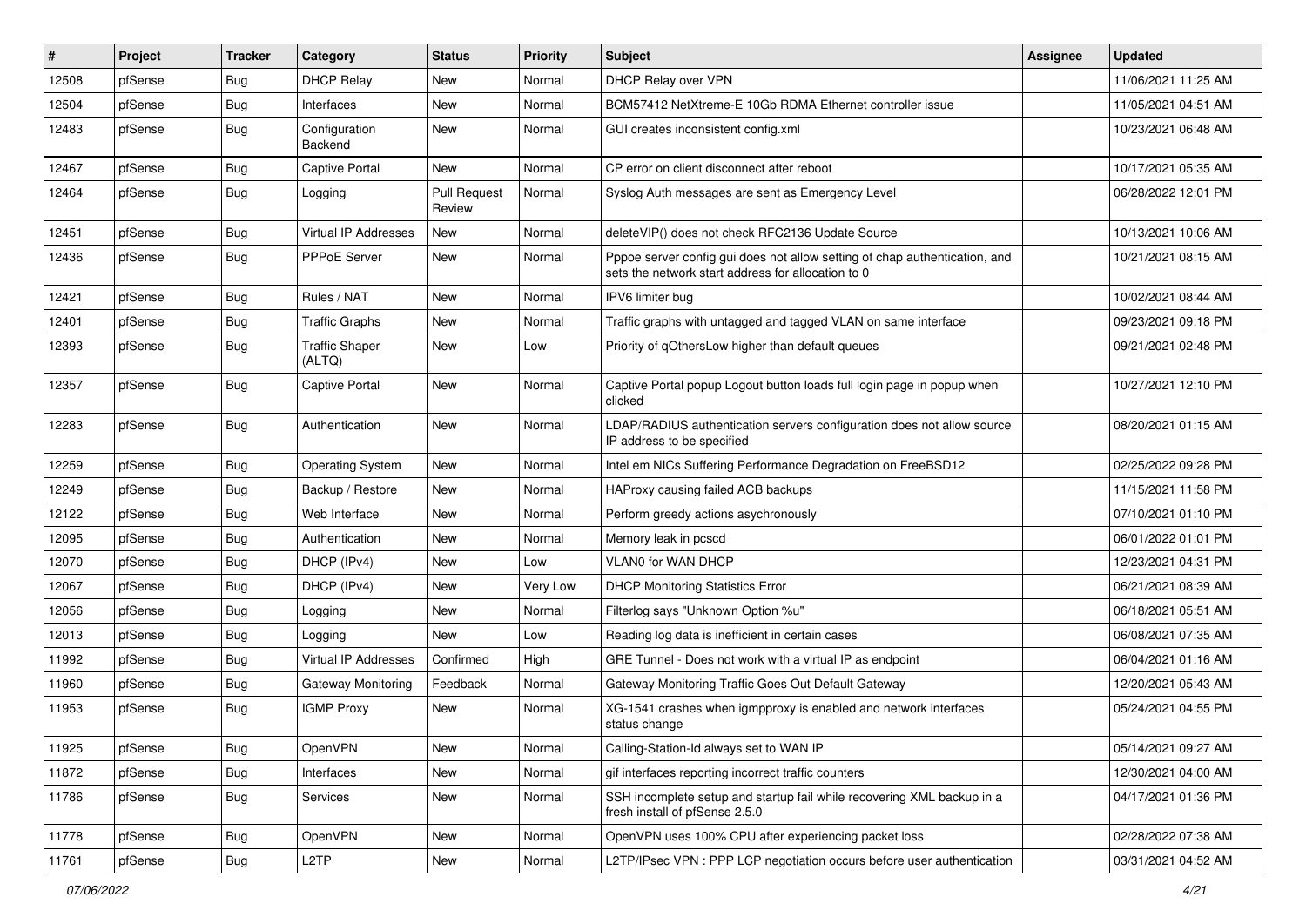| # | Project | Tracker | Category | Status | Priority | Subject | Assignee | Updated |
|---|---|---|---|---|---|---|---|---|
| 12508 | pfSense | Bug | DHCP Relay | New | Normal | DHCP Relay over VPN | | 11/06/2021 11:25 AM |
| 12504 | pfSense | Bug | Interfaces | New | Normal | BCM57412 NetXtreme-E 10Gb RDMA Ethernet controller issue | | 11/05/2021 04:51 AM |
| 12483 | pfSense | Bug | Configuration Backend | New | Normal | GUI creates inconsistent config.xml | | 10/23/2021 06:48 AM |
| 12467 | pfSense | Bug | Captive Portal | New | Normal | CP error on client disconnect after reboot | | 10/17/2021 05:35 AM |
| 12464 | pfSense | Bug | Logging | Pull Request Review | Normal | Syslog Auth messages are sent as Emergency Level | | 06/28/2022 12:01 PM |
| 12451 | pfSense | Bug | Virtual IP Addresses | New | Normal | deleteVIP() does not check RFC2136 Update Source | | 10/13/2021 10:06 AM |
| 12436 | pfSense | Bug | PPPoE Server | New | Normal | Pppoe server config gui does not allow setting of chap authentication, and sets the network start address for allocation to 0 | | 10/21/2021 08:15 AM |
| 12421 | pfSense | Bug | Rules / NAT | New | Normal | IPV6 limiter bug | | 10/02/2021 08:44 AM |
| 12401 | pfSense | Bug | Traffic Graphs | New | Normal | Traffic graphs with untagged and tagged VLAN on same interface | | 09/23/2021 09:18 PM |
| 12393 | pfSense | Bug | Traffic Shaper (ALTQ) | New | Low | Priority of qOthersLow higher than default queues | | 09/21/2021 02:48 PM |
| 12357 | pfSense | Bug | Captive Portal | New | Normal | Captive Portal popup Logout button loads full login page in popup when clicked | | 10/27/2021 12:10 PM |
| 12283 | pfSense | Bug | Authentication | New | Normal | LDAP/RADIUS authentication servers configuration does not allow source IP address to be specified | | 08/20/2021 01:15 AM |
| 12259 | pfSense | Bug | Operating System | New | Normal | Intel em NICs Suffering Performance Degradation on FreeBSD12 | | 02/25/2022 09:28 PM |
| 12249 | pfSense | Bug | Backup / Restore | New | Normal | HAProxy causing failed ACB backups | | 11/15/2021 11:58 PM |
| 12122 | pfSense | Bug | Web Interface | New | Normal | Perform greedy actions asychronously | | 07/10/2021 01:10 PM |
| 12095 | pfSense | Bug | Authentication | New | Normal | Memory leak in pcscd | | 06/01/2022 01:01 PM |
| 12070 | pfSense | Bug | DHCP (IPv4) | New | Low | VLAN0 for WAN DHCP | | 12/23/2021 04:31 PM |
| 12067 | pfSense | Bug | DHCP (IPv4) | New | Very Low | DHCP Monitoring Statistics Error | | 06/21/2021 08:39 AM |
| 12056 | pfSense | Bug | Logging | New | Normal | Filterlog says "Unknown Option %u" | | 06/18/2021 05:51 AM |
| 12013 | pfSense | Bug | Logging | New | Low | Reading log data is inefficient in certain cases | | 06/08/2021 07:35 AM |
| 11992 | pfSense | Bug | Virtual IP Addresses | Confirmed | High | GRE Tunnel - Does not work with a virtual IP as endpoint | | 06/04/2021 01:16 AM |
| 11960 | pfSense | Bug | Gateway Monitoring | Feedback | Normal | Gateway Monitoring Traffic Goes Out Default Gateway | | 12/20/2021 05:43 AM |
| 11953 | pfSense | Bug | IGMP Proxy | New | Normal | XG-1541 crashes when igmpproxy is enabled and network interfaces status change | | 05/24/2021 04:55 PM |
| 11925 | pfSense | Bug | OpenVPN | New | Normal | Calling-Station-Id always set to WAN IP | | 05/14/2021 09:27 AM |
| 11872 | pfSense | Bug | Interfaces | New | Normal | gif interfaces reporting incorrect traffic counters | | 12/30/2021 04:00 AM |
| 11786 | pfSense | Bug | Services | New | Normal | SSH incomplete setup and startup fail while recovering XML backup in a fresh install of pfSense 2.5.0 | | 04/17/2021 01:36 PM |
| 11778 | pfSense | Bug | OpenVPN | New | Normal | OpenVPN uses 100% CPU after experiencing packet loss | | 02/28/2022 07:38 AM |
| 11761 | pfSense | Bug | L2TP | New | Normal | L2TP/IPsec VPN : PPP LCP negotiation occurs before user authentication | | 03/31/2021 04:52 AM |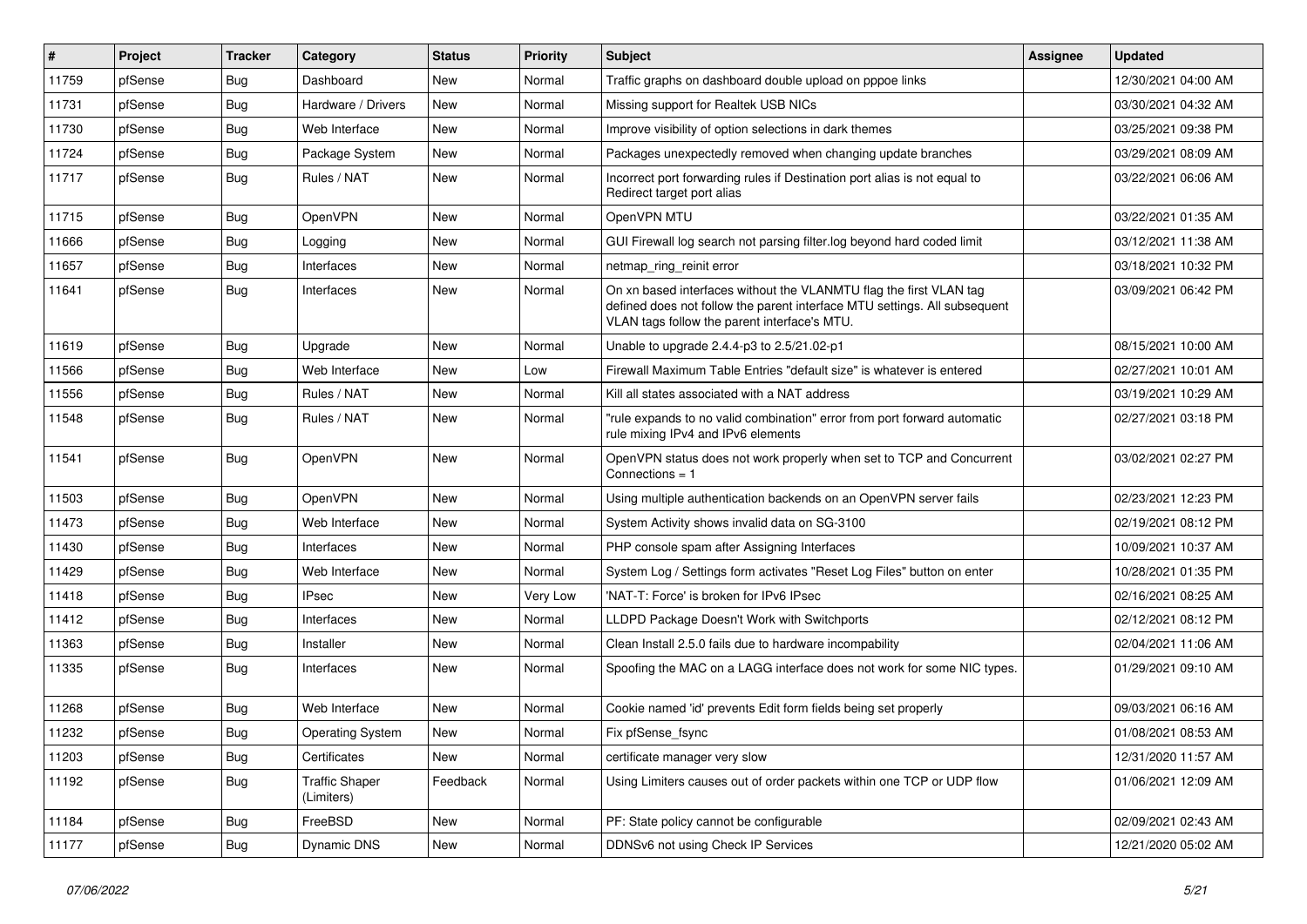| # | Project | Tracker | Category | Status | Priority | Subject | Assignee | Updated |
|---|---|---|---|---|---|---|---|---|
| 11759 | pfSense | Bug | Dashboard | New | Normal | Traffic graphs on dashboard double upload on pppoe links | | 12/30/2021 04:00 AM |
| 11731 | pfSense | Bug | Hardware / Drivers | New | Normal | Missing support for Realtek USB NICs | | 03/30/2021 04:32 AM |
| 11730 | pfSense | Bug | Web Interface | New | Normal | Improve visibility of option selections in dark themes | | 03/25/2021 09:38 PM |
| 11724 | pfSense | Bug | Package System | New | Normal | Packages unexpectedly removed when changing update branches | | 03/29/2021 08:09 AM |
| 11717 | pfSense | Bug | Rules / NAT | New | Normal | Incorrect port forwarding rules if Destination port alias is not equal to Redirect target port alias | | 03/22/2021 06:06 AM |
| 11715 | pfSense | Bug | OpenVPN | New | Normal | OpenVPN MTU | | 03/22/2021 01:35 AM |
| 11666 | pfSense | Bug | Logging | New | Normal | GUI Firewall log search not parsing filter.log beyond hard coded limit | | 03/12/2021 11:38 AM |
| 11657 | pfSense | Bug | Interfaces | New | Normal | netmap_ring_reinit error | | 03/18/2021 10:32 PM |
| 11641 | pfSense | Bug | Interfaces | New | Normal | On xn based interfaces without the VLANMTU flag the first VLAN tag defined does not follow the parent interface MTU settings. All subsequent VLAN tags follow the parent interface's MTU. | | 03/09/2021 06:42 PM |
| 11619 | pfSense | Bug | Upgrade | New | Normal | Unable to upgrade 2.4.4-p3 to 2.5/21.02-p1 | | 08/15/2021 10:00 AM |
| 11566 | pfSense | Bug | Web Interface | New | Low | Firewall Maximum Table Entries "default size" is whatever is entered | | 02/27/2021 10:01 AM |
| 11556 | pfSense | Bug | Rules / NAT | New | Normal | Kill all states associated with a NAT address | | 03/19/2021 10:29 AM |
| 11548 | pfSense | Bug | Rules / NAT | New | Normal | "rule expands to no valid combination" error from port forward automatic rule mixing IPv4 and IPv6 elements | | 02/27/2021 03:18 PM |
| 11541 | pfSense | Bug | OpenVPN | New | Normal | OpenVPN status does not work properly when set to TCP and Concurrent Connections = 1 | | 03/02/2021 02:27 PM |
| 11503 | pfSense | Bug | OpenVPN | New | Normal | Using multiple authentication backends on an OpenVPN server fails | | 02/23/2021 12:23 PM |
| 11473 | pfSense | Bug | Web Interface | New | Normal | System Activity shows invalid data on SG-3100 | | 02/19/2021 08:12 PM |
| 11430 | pfSense | Bug | Interfaces | New | Normal | PHP console spam after Assigning Interfaces | | 10/09/2021 10:37 AM |
| 11429 | pfSense | Bug | Web Interface | New | Normal | System Log / Settings form activates "Reset Log Files" button on enter | | 10/28/2021 01:35 PM |
| 11418 | pfSense | Bug | IPsec | New | Very Low | 'NAT-T: Force' is broken for IPv6 IPsec | | 02/16/2021 08:25 AM |
| 11412 | pfSense | Bug | Interfaces | New | Normal | LLDPD Package Doesn't Work with Switchports | | 02/12/2021 08:12 PM |
| 11363 | pfSense | Bug | Installer | New | Normal | Clean Install 2.5.0 fails due to hardware incompability | | 02/04/2021 11:06 AM |
| 11335 | pfSense | Bug | Interfaces | New | Normal | Spoofing the MAC on a LAGG interface does not work for some NIC types. | | 01/29/2021 09:10 AM |
| 11268 | pfSense | Bug | Web Interface | New | Normal | Cookie named 'id' prevents Edit form fields being set properly | | 09/03/2021 06:16 AM |
| 11232 | pfSense | Bug | Operating System | New | Normal | Fix pfSense_fsync | | 01/08/2021 08:53 AM |
| 11203 | pfSense | Bug | Certificates | New | Normal | certificate manager very slow | | 12/31/2020 11:57 AM |
| 11192 | pfSense | Bug | Traffic Shaper (Limiters) | Feedback | Normal | Using Limiters causes out of order packets within one TCP or UDP flow | | 01/06/2021 12:09 AM |
| 11184 | pfSense | Bug | FreeBSD | New | Normal | PF: State policy cannot be configurable | | 02/09/2021 02:43 AM |
| 11177 | pfSense | Bug | Dynamic DNS | New | Normal | DDNSv6 not using Check IP Services | | 12/21/2020 05:02 AM |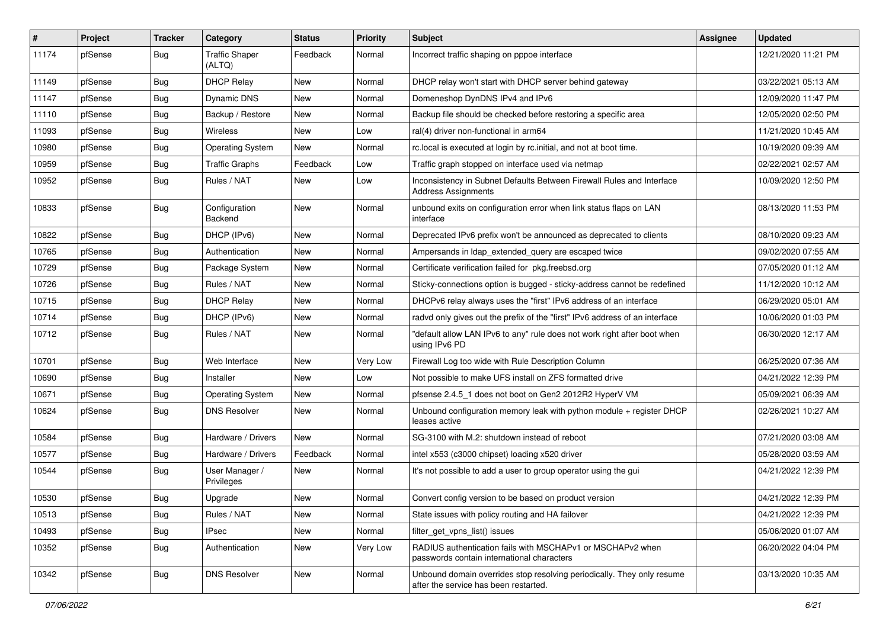| # | Project | Tracker | Category | Status | Priority | Subject | Assignee | Updated |
|---|---|---|---|---|---|---|---|---|
| 11174 | pfSense | Bug | Traffic Shaper (ALTQ) | Feedback | Normal | Incorrect traffic shaping on pppoe interface | | 12/21/2020 11:21 PM |
| 11149 | pfSense | Bug | DHCP Relay | New | Normal | DHCP relay won't start with DHCP server behind gateway | | 03/22/2021 05:13 AM |
| 11147 | pfSense | Bug | Dynamic DNS | New | Normal | Domeneshop DynDNS IPv4 and IPv6 | | 12/09/2020 11:47 PM |
| 11110 | pfSense | Bug | Backup / Restore | New | Normal | Backup file should be checked before restoring a specific area | | 12/05/2020 02:50 PM |
| 11093 | pfSense | Bug | Wireless | New | Low | ral(4) driver non-functional in arm64 | | 11/21/2020 10:45 AM |
| 10980 | pfSense | Bug | Operating System | New | Normal | rc.local is executed at login by rc.initial, and not at boot time. | | 10/19/2020 09:39 AM |
| 10959 | pfSense | Bug | Traffic Graphs | Feedback | Low | Traffic graph stopped on interface used via netmap | | 02/22/2021 02:57 AM |
| 10952 | pfSense | Bug | Rules / NAT | New | Low | Inconsistency in Subnet Defaults Between Firewall Rules and Interface Address Assignments | | 10/09/2020 12:50 PM |
| 10833 | pfSense | Bug | Configuration Backend | New | Normal | unbound exits on configuration error when link status flaps on LAN interface | | 08/13/2020 11:53 PM |
| 10822 | pfSense | Bug | DHCP (IPv6) | New | Normal | Deprecated IPv6 prefix won't be announced as deprecated to clients | | 08/10/2020 09:23 AM |
| 10765 | pfSense | Bug | Authentication | New | Normal | Ampersands in ldap_extended_query are escaped twice | | 09/02/2020 07:55 AM |
| 10729 | pfSense | Bug | Package System | New | Normal | Certificate verification failed for pkg.freebsd.org | | 07/05/2020 01:12 AM |
| 10726 | pfSense | Bug | Rules / NAT | New | Normal | Sticky-connections option is bugged - sticky-address cannot be redefined | | 11/12/2020 10:12 AM |
| 10715 | pfSense | Bug | DHCP Relay | New | Normal | DHCPv6 relay always uses the "first" IPv6 address of an interface | | 06/29/2020 05:01 AM |
| 10714 | pfSense | Bug | DHCP (IPv6) | New | Normal | radvd only gives out the prefix of the "first" IPv6 address of an interface | | 10/06/2020 01:03 PM |
| 10712 | pfSense | Bug | Rules / NAT | New | Normal | "default allow LAN IPv6 to any" rule does not work right after boot when using IPv6 PD | | 06/30/2020 12:17 AM |
| 10701 | pfSense | Bug | Web Interface | New | Very Low | Firewall Log too wide with Rule Description Column | | 06/25/2020 07:36 AM |
| 10690 | pfSense | Bug | Installer | New | Low | Not possible to make UFS install on ZFS formatted drive | | 04/21/2022 12:39 PM |
| 10671 | pfSense | Bug | Operating System | New | Normal | pfsense 2.4.5_1 does not boot on Gen2 2012R2 HyperV VM | | 05/09/2021 06:39 AM |
| 10624 | pfSense | Bug | DNS Resolver | New | Normal | Unbound configuration memory leak with python module + register DHCP leases active | | 02/26/2021 10:27 AM |
| 10584 | pfSense | Bug | Hardware / Drivers | New | Normal | SG-3100 with M.2: shutdown instead of reboot | | 07/21/2020 03:08 AM |
| 10577 | pfSense | Bug | Hardware / Drivers | Feedback | Normal | intel x553 (c3000 chipset) loading x520 driver | | 05/28/2020 03:59 AM |
| 10544 | pfSense | Bug | User Manager / Privileges | New | Normal | It's not possible to add a user to group operator using the gui | | 04/21/2022 12:39 PM |
| 10530 | pfSense | Bug | Upgrade | New | Normal | Convert config version to be based on product version | | 04/21/2022 12:39 PM |
| 10513 | pfSense | Bug | Rules / NAT | New | Normal | State issues with policy routing and HA failover | | 04/21/2022 12:39 PM |
| 10493 | pfSense | Bug | IPsec | New | Normal | filter_get_vpns_list() issues | | 05/06/2020 01:07 AM |
| 10352 | pfSense | Bug | Authentication | New | Very Low | RADIUS authentication fails with MSCHAPv1 or MSCHAPv2 when passwords contain international characters | | 06/20/2022 04:04 PM |
| 10342 | pfSense | Bug | DNS Resolver | New | Normal | Unbound domain overrides stop resolving periodically. They only resume after the service has been restarted. | | 03/13/2020 10:35 AM |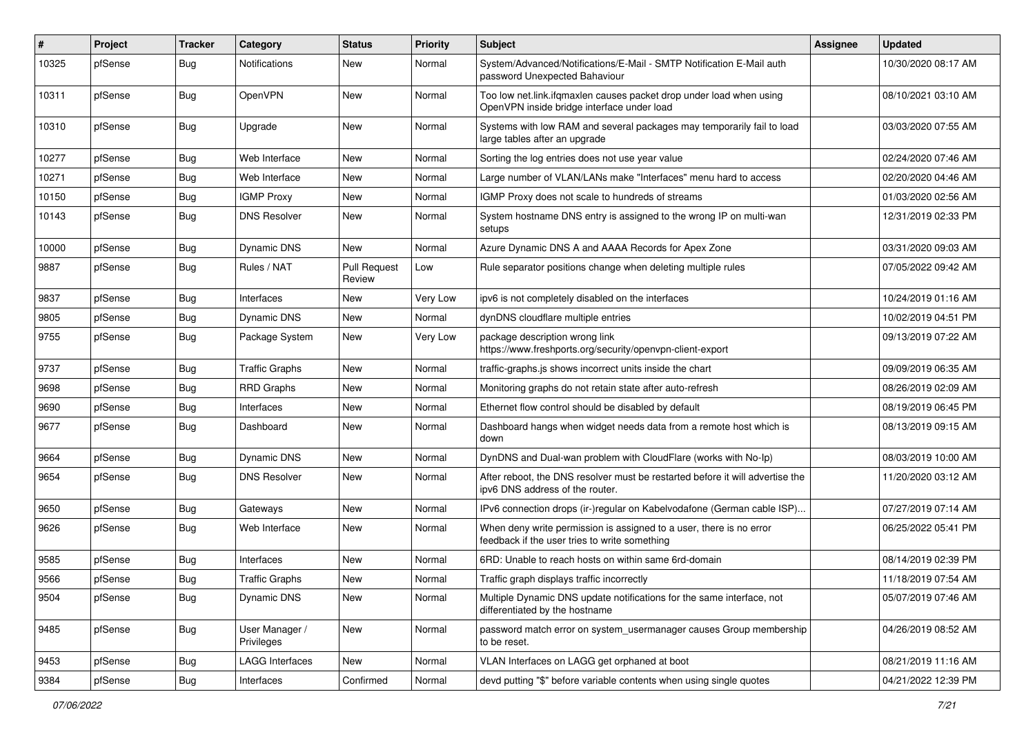| # | Project | Tracker | Category | Status | Priority | Subject | Assignee | Updated |
|---|---|---|---|---|---|---|---|---|
| 10325 | pfSense | Bug | Notifications | New | Normal | System/Advanced/Notifications/E-Mail - SMTP Notification E-Mail auth password Unexpected Bahaviour | | 10/30/2020 08:17 AM |
| 10311 | pfSense | Bug | OpenVPN | New | Normal | Too low net.link.ifqmaxlen causes packet drop under load when using OpenVPN inside bridge interface under load | | 08/10/2021 03:10 AM |
| 10310 | pfSense | Bug | Upgrade | New | Normal | Systems with low RAM and several packages may temporarily fail to load large tables after an upgrade | | 03/03/2020 07:55 AM |
| 10277 | pfSense | Bug | Web Interface | New | Normal | Sorting the log entries does not use year value | | 02/24/2020 07:46 AM |
| 10271 | pfSense | Bug | Web Interface | New | Normal | Large number of VLAN/LANs make "Interfaces" menu hard to access | | 02/20/2020 04:46 AM |
| 10150 | pfSense | Bug | IGMP Proxy | New | Normal | IGMP Proxy does not scale to hundreds of streams | | 01/03/2020 02:56 AM |
| 10143 | pfSense | Bug | DNS Resolver | New | Normal | System hostname DNS entry is assigned to the wrong IP on multi-wan setups | | 12/31/2019 02:33 PM |
| 10000 | pfSense | Bug | Dynamic DNS | New | Normal | Azure Dynamic DNS A and AAAA Records for Apex Zone | | 03/31/2020 09:03 AM |
| 9887 | pfSense | Bug | Rules / NAT | Pull Request Review | Low | Rule separator positions change when deleting multiple rules | | 07/05/2022 09:42 AM |
| 9837 | pfSense | Bug | Interfaces | New | Very Low | ipv6 is not completely disabled on the interfaces | | 10/24/2019 01:16 AM |
| 9805 | pfSense | Bug | Dynamic DNS | New | Normal | dynDNS cloudflare multiple entries | | 10/02/2019 04:51 PM |
| 9755 | pfSense | Bug | Package System | New | Very Low | package description wrong link https://www.freshports.org/security/openvpn-client-export | | 09/13/2019 07:22 AM |
| 9737 | pfSense | Bug | Traffic Graphs | New | Normal | traffic-graphs.js shows incorrect units inside the chart | | 09/09/2019 06:35 AM |
| 9698 | pfSense | Bug | RRD Graphs | New | Normal | Monitoring graphs do not retain state after auto-refresh | | 08/26/2019 02:09 AM |
| 9690 | pfSense | Bug | Interfaces | New | Normal | Ethernet flow control should be disabled by default | | 08/19/2019 06:45 PM |
| 9677 | pfSense | Bug | Dashboard | New | Normal | Dashboard hangs when widget needs data from a remote host which is down | | 08/13/2019 09:15 AM |
| 9664 | pfSense | Bug | Dynamic DNS | New | Normal | DynDNS and Dual-wan problem with CloudFlare (works with No-Ip) | | 08/03/2019 10:00 AM |
| 9654 | pfSense | Bug | DNS Resolver | New | Normal | After reboot, the DNS resolver must be restarted before it will advertise the ipv6 DNS address of the router. | | 11/20/2020 03:12 AM |
| 9650 | pfSense | Bug | Gateways | New | Normal | IPv6 connection drops (ir-)regular on Kabelvodafone (German cable ISP)... | | 07/27/2019 07:14 AM |
| 9626 | pfSense | Bug | Web Interface | New | Normal | When deny write permission is assigned to a user, there is no error feedback if the user tries to write something | | 06/25/2022 05:41 PM |
| 9585 | pfSense | Bug | Interfaces | New | Normal | 6RD: Unable to reach hosts on within same 6rd-domain | | 08/14/2019 02:39 PM |
| 9566 | pfSense | Bug | Traffic Graphs | New | Normal | Traffic graph displays traffic incorrectly | | 11/18/2019 07:54 AM |
| 9504 | pfSense | Bug | Dynamic DNS | New | Normal | Multiple Dynamic DNS update notifications for the same interface, not differentiated by the hostname | | 05/07/2019 07:46 AM |
| 9485 | pfSense | Bug | User Manager / Privileges | New | Normal | password match error on system_usermanager causes Group membership to be reset. | | 04/26/2019 08:52 AM |
| 9453 | pfSense | Bug | LAGG Interfaces | New | Normal | VLAN Interfaces on LAGG get orphaned at boot | | 08/21/2019 11:16 AM |
| 9384 | pfSense | Bug | Interfaces | Confirmed | Normal | devd putting "$" before variable contents when using single quotes | | 04/21/2022 12:39 PM |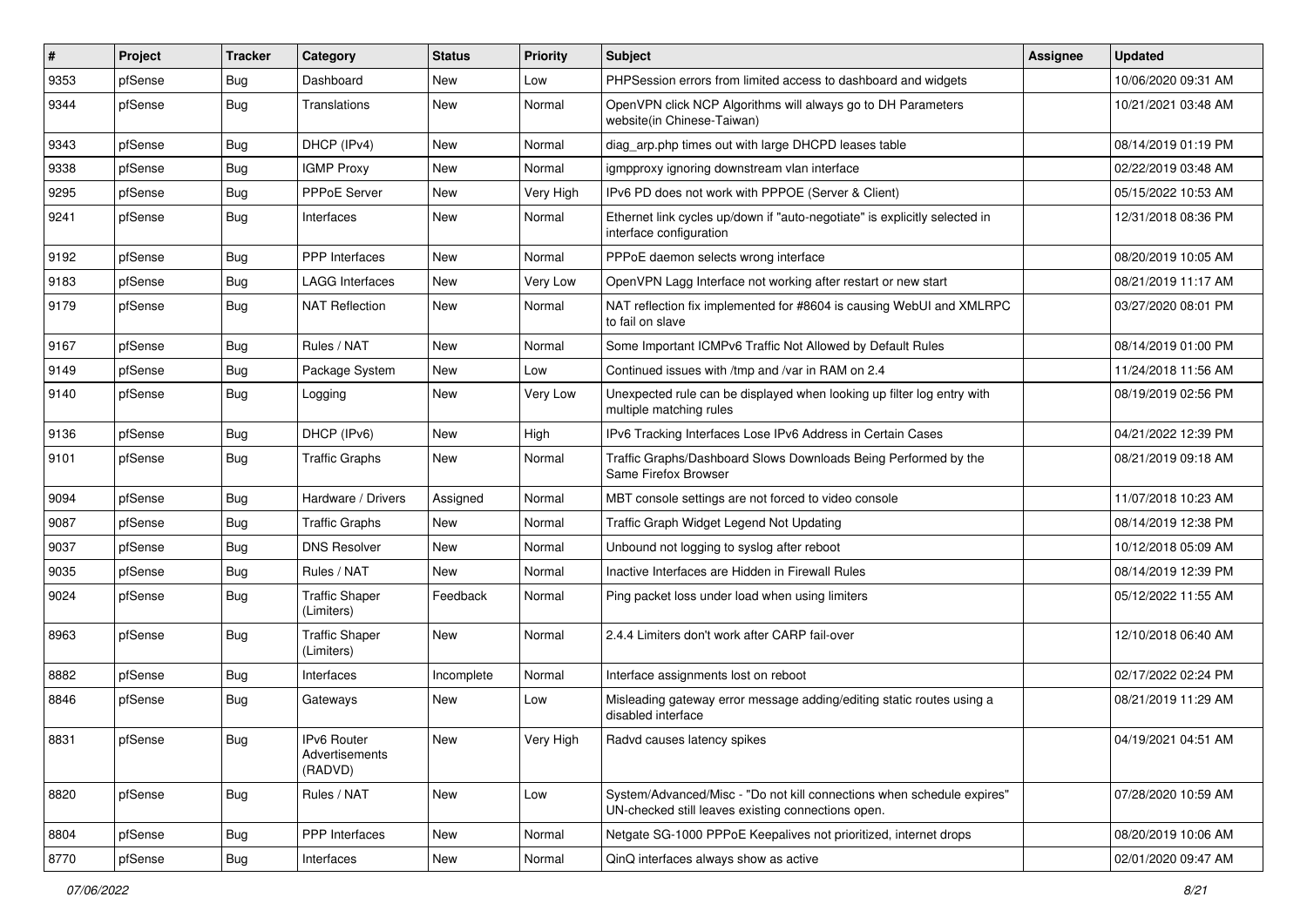| # | Project | Tracker | Category | Status | Priority | Subject | Assignee | Updated |
|---|---|---|---|---|---|---|---|---|
| 9353 | pfSense | Bug | Dashboard | New | Low | PHPSession errors from limited access to dashboard and widgets | | 10/06/2020 09:31 AM |
| 9344 | pfSense | Bug | Translations | New | Normal | OpenVPN click NCP Algorithms will always go to DH Parameters website(in Chinese-Taiwan) | | 10/21/2021 03:48 AM |
| 9343 | pfSense | Bug | DHCP (IPv4) | New | Normal | diag_arp.php times out with large DHCPD leases table | | 08/14/2019 01:19 PM |
| 9338 | pfSense | Bug | IGMP Proxy | New | Normal | igmpproxy ignoring downstream vlan interface | | 02/22/2019 03:48 AM |
| 9295 | pfSense | Bug | PPPoE Server | New | Very High | IPv6 PD does not work with PPPOE (Server & Client) | | 05/15/2022 10:53 AM |
| 9241 | pfSense | Bug | Interfaces | New | Normal | Ethernet link cycles up/down if "auto-negotiate" is explicitly selected in interface configuration | | 12/31/2018 08:36 PM |
| 9192 | pfSense | Bug | PPP Interfaces | New | Normal | PPPoE daemon selects wrong interface | | 08/20/2019 10:05 AM |
| 9183 | pfSense | Bug | LAGG Interfaces | New | Very Low | OpenVPN Lagg Interface not working after restart or new start | | 08/21/2019 11:17 AM |
| 9179 | pfSense | Bug | NAT Reflection | New | Normal | NAT reflection fix implemented for #8604 is causing WebUI and XMLRPC to fail on slave | | 03/27/2020 08:01 PM |
| 9167 | pfSense | Bug | Rules / NAT | New | Normal | Some Important ICMPv6 Traffic Not Allowed by Default Rules | | 08/14/2019 01:00 PM |
| 9149 | pfSense | Bug | Package System | New | Low | Continued issues with /tmp and /var in RAM on 2.4 | | 11/24/2018 11:56 AM |
| 9140 | pfSense | Bug | Logging | New | Very Low | Unexpected rule can be displayed when looking up filter log entry with multiple matching rules | | 08/19/2019 02:56 PM |
| 9136 | pfSense | Bug | DHCP (IPv6) | New | High | IPv6 Tracking Interfaces Lose IPv6 Address in Certain Cases | | 04/21/2022 12:39 PM |
| 9101 | pfSense | Bug | Traffic Graphs | New | Normal | Traffic Graphs/Dashboard Slows Downloads Being Performed by the Same Firefox Browser | | 08/21/2019 09:18 AM |
| 9094 | pfSense | Bug | Hardware / Drivers | Assigned | Normal | MBT console settings are not forced to video console | | 11/07/2018 10:23 AM |
| 9087 | pfSense | Bug | Traffic Graphs | New | Normal | Traffic Graph Widget Legend Not Updating | | 08/14/2019 12:38 PM |
| 9037 | pfSense | Bug | DNS Resolver | New | Normal | Unbound not logging to syslog after reboot | | 10/12/2018 05:09 AM |
| 9035 | pfSense | Bug | Rules / NAT | New | Normal | Inactive Interfaces are Hidden in Firewall Rules | | 08/14/2019 12:39 PM |
| 9024 | pfSense | Bug | Traffic Shaper (Limiters) | Feedback | Normal | Ping packet loss under load when using limiters | | 05/12/2022 11:55 AM |
| 8963 | pfSense | Bug | Traffic Shaper (Limiters) | New | Normal | 2.4.4 Limiters don't work after CARP fail-over | | 12/10/2018 06:40 AM |
| 8882 | pfSense | Bug | Interfaces | Incomplete | Normal | Interface assignments lost on reboot | | 02/17/2022 02:24 PM |
| 8846 | pfSense | Bug | Gateways | New | Low | Misleading gateway error message adding/editing static routes using a disabled interface | | 08/21/2019 11:29 AM |
| 8831 | pfSense | Bug | IPv6 Router Advertisements (RADVD) | New | Very High | Radvd causes latency spikes | | 04/19/2021 04:51 AM |
| 8820 | pfSense | Bug | Rules / NAT | New | Low | System/Advanced/Misc - "Do not kill connections when schedule expires" UN-checked still leaves existing connections open. | | 07/28/2020 10:59 AM |
| 8804 | pfSense | Bug | PPP Interfaces | New | Normal | Netgate SG-1000 PPPoE Keepalives not prioritized, internet drops | | 08/20/2019 10:06 AM |
| 8770 | pfSense | Bug | Interfaces | New | Normal | QinQ interfaces always show as active | | 02/01/2020 09:47 AM |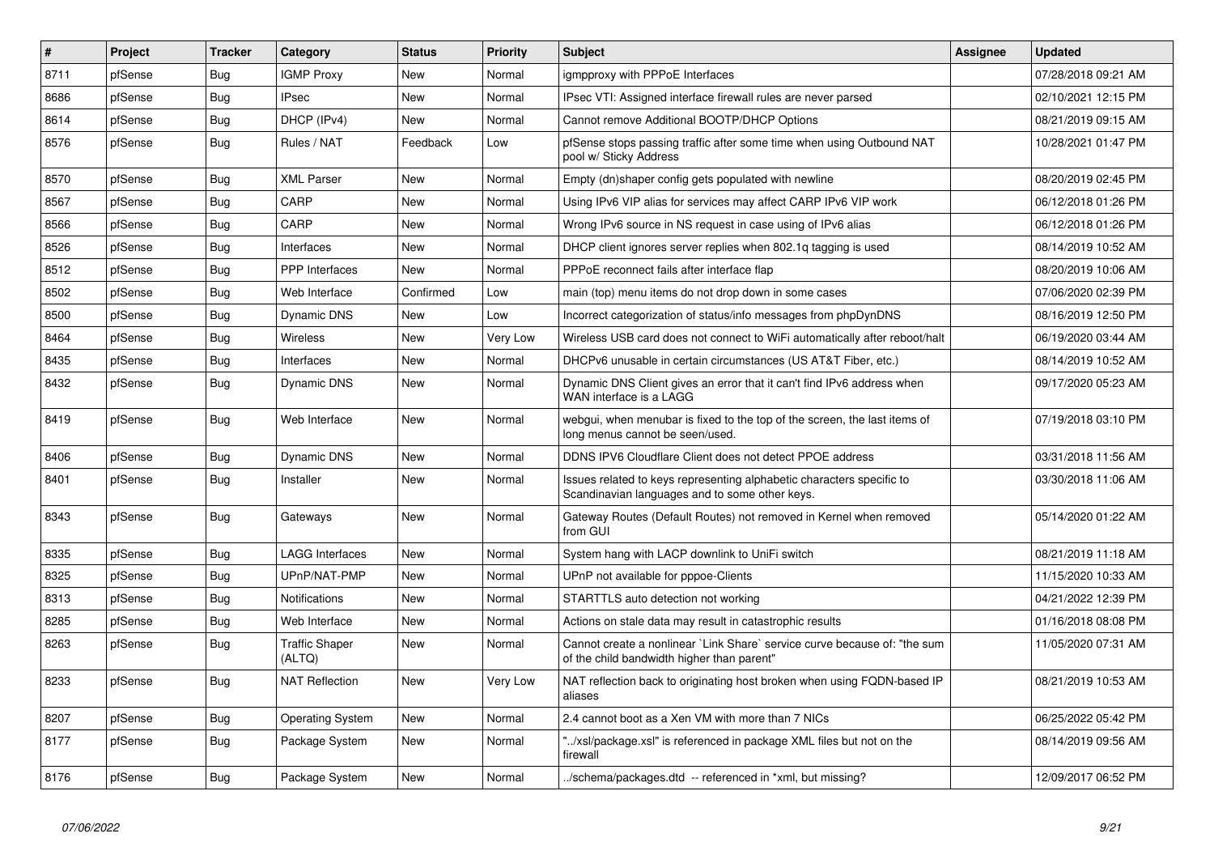| # | Project | Tracker | Category | Status | Priority | Subject | Assignee | Updated |
|---|---|---|---|---|---|---|---|---|
| 8711 | pfSense | Bug | IGMP Proxy | New | Normal | igmpproxy with PPPoE Interfaces | | 07/28/2018 09:21 AM |
| 8686 | pfSense | Bug | IPsec | New | Normal | IPsec VTI: Assigned interface firewall rules are never parsed | | 02/10/2021 12:15 PM |
| 8614 | pfSense | Bug | DHCP (IPv4) | New | Normal | Cannot remove Additional BOOTP/DHCP Options | | 08/21/2019 09:15 AM |
| 8576 | pfSense | Bug | Rules / NAT | Feedback | Low | pfSense stops passing traffic after some time when using Outbound NAT pool w/ Sticky Address | | 10/28/2021 01:47 PM |
| 8570 | pfSense | Bug | XML Parser | New | Normal | Empty (dn)shaper config gets populated with newline | | 08/20/2019 02:45 PM |
| 8567 | pfSense | Bug | CARP | New | Normal | Using IPv6 VIP alias for services may affect CARP IPv6 VIP work | | 06/12/2018 01:26 PM |
| 8566 | pfSense | Bug | CARP | New | Normal | Wrong IPv6 source in NS request in case using of IPv6 alias | | 06/12/2018 01:26 PM |
| 8526 | pfSense | Bug | Interfaces | New | Normal | DHCP client ignores server replies when 802.1q tagging is used | | 08/14/2019 10:52 AM |
| 8512 | pfSense | Bug | PPP Interfaces | New | Normal | PPPoE reconnect fails after interface flap | | 08/20/2019 10:06 AM |
| 8502 | pfSense | Bug | Web Interface | Confirmed | Low | main (top) menu items do not drop down in some cases | | 07/06/2020 02:39 PM |
| 8500 | pfSense | Bug | Dynamic DNS | New | Low | Incorrect categorization of status/info messages from phpDynDNS | | 08/16/2019 12:50 PM |
| 8464 | pfSense | Bug | Wireless | New | Very Low | Wireless USB card does not connect to WiFi automatically after reboot/halt | | 06/19/2020 03:44 AM |
| 8435 | pfSense | Bug | Interfaces | New | Normal | DHCPv6 unusable in certain circumstances (US AT&T Fiber, etc.) | | 08/14/2019 10:52 AM |
| 8432 | pfSense | Bug | Dynamic DNS | New | Normal | Dynamic DNS Client gives an error that it can't find IPv6 address when WAN interface is a LAGG | | 09/17/2020 05:23 AM |
| 8419 | pfSense | Bug | Web Interface | New | Normal | webgui, when menubar is fixed to the top of the screen, the last items of long menus cannot be seen/used. | | 07/19/2018 03:10 PM |
| 8406 | pfSense | Bug | Dynamic DNS | New | Normal | DDNS IPV6 Cloudflare Client does not detect PPOE address | | 03/31/2018 11:56 AM |
| 8401 | pfSense | Bug | Installer | New | Normal | Issues related to keys representing alphabetic characters specific to Scandinavian languages and to some other keys. | | 03/30/2018 11:06 AM |
| 8343 | pfSense | Bug | Gateways | New | Normal | Gateway Routes (Default Routes) not removed in Kernel when removed from GUI | | 05/14/2020 01:22 AM |
| 8335 | pfSense | Bug | LAGG Interfaces | New | Normal | System hang with LACP downlink to UniFi switch | | 08/21/2019 11:18 AM |
| 8325 | pfSense | Bug | UPnP/NAT-PMP | New | Normal | UPnP not available for pppoe-Clients | | 11/15/2020 10:33 AM |
| 8313 | pfSense | Bug | Notifications | New | Normal | STARTTLS auto detection not working | | 04/21/2022 12:39 PM |
| 8285 | pfSense | Bug | Web Interface | New | Normal | Actions on stale data may result in catastrophic results | | 01/16/2018 08:08 PM |
| 8263 | pfSense | Bug | Traffic Shaper (ALTQ) | New | Normal | Cannot create a nonlinear `Link Share` service curve because of: "the sum of the child bandwidth higher than parent" | | 11/05/2020 07:31 AM |
| 8233 | pfSense | Bug | NAT Reflection | New | Very Low | NAT reflection back to originating host broken when using FQDN-based IP aliases | | 08/21/2019 10:53 AM |
| 8207 | pfSense | Bug | Operating System | New | Normal | 2.4 cannot boot as a Xen VM with more than 7 NICs | | 06/25/2022 05:42 PM |
| 8177 | pfSense | Bug | Package System | New | Normal | "../xsl/package.xsl" is referenced in package XML files but not on the firewall | | 08/14/2019 09:56 AM |
| 8176 | pfSense | Bug | Package System | New | Normal | ../schema/packages.dtd -- referenced in *xml, but missing? | | 12/09/2017 06:52 PM |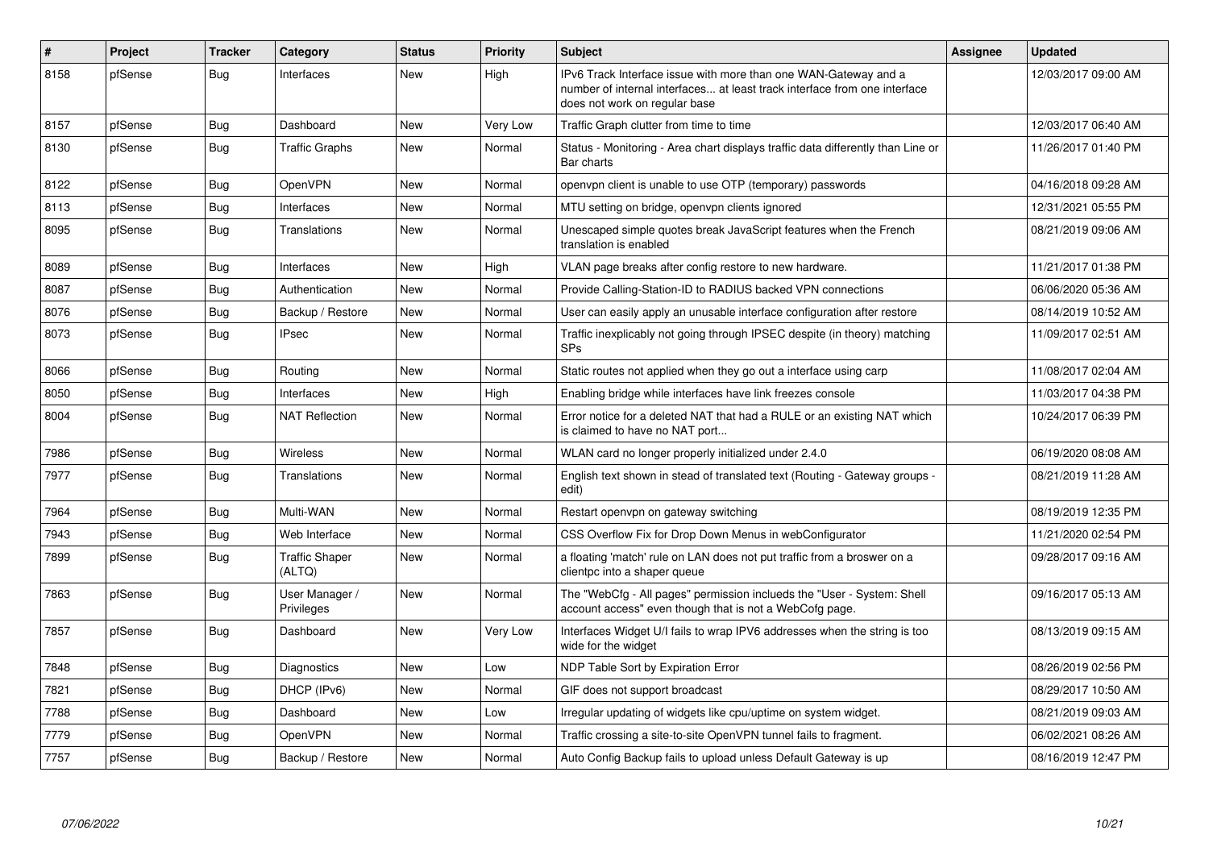| # | Project | Tracker | Category | Status | Priority | Subject | Assignee | Updated |
|---|---|---|---|---|---|---|---|---|
| 8158 | pfSense | Bug | Interfaces | New | High | IPv6 Track Interface issue with more than one WAN-Gateway and a number of internal interfaces... at least track interface from one interface does not work on regular base | | 12/03/2017 09:00 AM |
| 8157 | pfSense | Bug | Dashboard | New | Very Low | Traffic Graph clutter from time to time | | 12/03/2017 06:40 AM |
| 8130 | pfSense | Bug | Traffic Graphs | New | Normal | Status - Monitoring - Area chart displays traffic data differently than Line or Bar charts | | 11/26/2017 01:40 PM |
| 8122 | pfSense | Bug | OpenVPN | New | Normal | openvpn client is unable to use OTP (temporary) passwords | | 04/16/2018 09:28 AM |
| 8113 | pfSense | Bug | Interfaces | New | Normal | MTU setting on bridge, openvpn clients ignored | | 12/31/2021 05:55 PM |
| 8095 | pfSense | Bug | Translations | New | Normal | Unescaped simple quotes break JavaScript features when the French translation is enabled | | 08/21/2019 09:06 AM |
| 8089 | pfSense | Bug | Interfaces | New | High | VLAN page breaks after config restore to new hardware. | | 11/21/2017 01:38 PM |
| 8087 | pfSense | Bug | Authentication | New | Normal | Provide Calling-Station-ID to RADIUS backed VPN connections | | 06/06/2020 05:36 AM |
| 8076 | pfSense | Bug | Backup / Restore | New | Normal | User can easily apply an unusable interface configuration after restore | | 08/14/2019 10:52 AM |
| 8073 | pfSense | Bug | IPsec | New | Normal | Traffic inexplicably not going through IPSEC despite (in theory) matching SPs | | 11/09/2017 02:51 AM |
| 8066 | pfSense | Bug | Routing | New | Normal | Static routes not applied when they go out a interface using carp | | 11/08/2017 02:04 AM |
| 8050 | pfSense | Bug | Interfaces | New | High | Enabling bridge while interfaces have link freezes console | | 11/03/2017 04:38 PM |
| 8004 | pfSense | Bug | NAT Reflection | New | Normal | Error notice for a deleted NAT that had a RULE or an existing NAT which is claimed to have no NAT port... | | 10/24/2017 06:39 PM |
| 7986 | pfSense | Bug | Wireless | New | Normal | WLAN card no longer properly initialized under 2.4.0 | | 06/19/2020 08:08 AM |
| 7977 | pfSense | Bug | Translations | New | Normal | English text shown in stead of translated text (Routing - Gateway groups - edit) | | 08/21/2019 11:28 AM |
| 7964 | pfSense | Bug | Multi-WAN | New | Normal | Restart openvpn on gateway switching | | 08/19/2019 12:35 PM |
| 7943 | pfSense | Bug | Web Interface | New | Normal | CSS Overflow Fix for Drop Down Menus in webConfigurator | | 11/21/2020 02:54 PM |
| 7899 | pfSense | Bug | Traffic Shaper (ALTQ) | New | Normal | a floating 'match' rule on LAN does not put traffic from a broswer on a clientpc into a shaper queue | | 09/28/2017 09:16 AM |
| 7863 | pfSense | Bug | User Manager / Privileges | New | Normal | The "WebCfg - All pages" permission inclueds the "User - System: Shell account access" even though that is not a WebCofg page. | | 09/16/2017 05:13 AM |
| 7857 | pfSense | Bug | Dashboard | New | Very Low | Interfaces Widget U/I fails to wrap IPV6 addresses when the string is too wide for the widget | | 08/13/2019 09:15 AM |
| 7848 | pfSense | Bug | Diagnostics | New | Low | NDP Table Sort by Expiration Error | | 08/26/2019 02:56 PM |
| 7821 | pfSense | Bug | DHCP (IPv6) | New | Normal | GIF does not support broadcast | | 08/29/2017 10:50 AM |
| 7788 | pfSense | Bug | Dashboard | New | Low | Irregular updating of widgets like cpu/uptime on system widget. | | 08/21/2019 09:03 AM |
| 7779 | pfSense | Bug | OpenVPN | New | Normal | Traffic crossing a site-to-site OpenVPN tunnel fails to fragment. | | 06/02/2021 08:26 AM |
| 7757 | pfSense | Bug | Backup / Restore | New | Normal | Auto Config Backup fails to upload unless Default Gateway is up | | 08/16/2019 12:47 PM |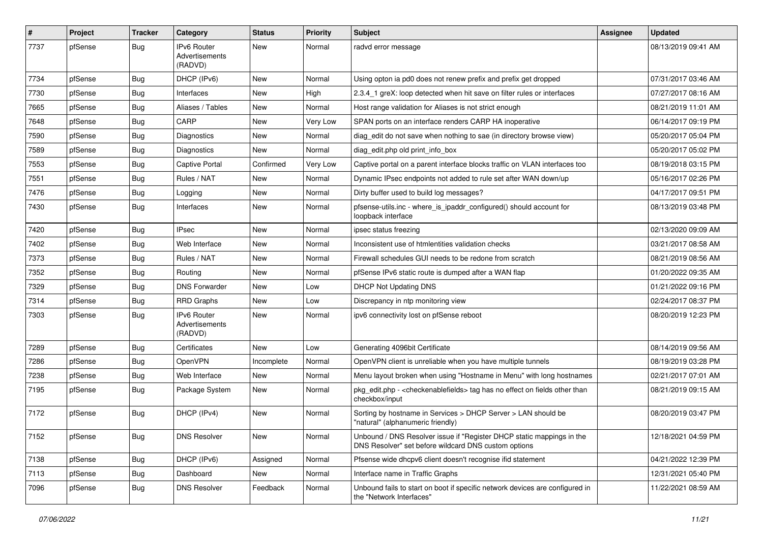| # | Project | Tracker | Category | Status | Priority | Subject | Assignee | Updated |
|---|---|---|---|---|---|---|---|---|
| 7737 | pfSense | Bug | IPv6 Router Advertisements (RADVD) | New | Normal | radvd error message | | 08/13/2019 09:41 AM |
| 7734 | pfSense | Bug | DHCP (IPv6) | New | Normal | Using opton ia pd0 does not renew prefix and prefix get dropped | | 07/31/2017 03:46 AM |
| 7730 | pfSense | Bug | Interfaces | New | High | 2.3.4_1 greX: loop detected when hit save on filter rules or interfaces | | 07/27/2017 08:16 AM |
| 7665 | pfSense | Bug | Aliases / Tables | New | Normal | Host range validation for Aliases is not strict enough | | 08/21/2019 11:01 AM |
| 7648 | pfSense | Bug | CARP | New | Very Low | SPAN ports on an interface renders CARP HA inoperative | | 06/14/2017 09:19 PM |
| 7590 | pfSense | Bug | Diagnostics | New | Normal | diag_edit do not save when nothing to sae (in directory browse view) | | 05/20/2017 05:04 PM |
| 7589 | pfSense | Bug | Diagnostics | New | Normal | diag_edit.php old print_info_box | | 05/20/2017 05:02 PM |
| 7553 | pfSense | Bug | Captive Portal | Confirmed | Very Low | Captive portal on a parent interface blocks traffic on VLAN interfaces too | | 08/19/2018 03:15 PM |
| 7551 | pfSense | Bug | Rules / NAT | New | Normal | Dynamic IPsec endpoints not added to rule set after WAN down/up | | 05/16/2017 02:26 PM |
| 7476 | pfSense | Bug | Logging | New | Normal | Dirty buffer used to build log messages? | | 04/17/2017 09:51 PM |
| 7430 | pfSense | Bug | Interfaces | New | Normal | pfsense-utils.inc - where_is_ipaddr_configured() should account for loopback interface | | 08/13/2019 03:48 PM |
| 7420 | pfSense | Bug | IPsec | New | Normal | ipsec status freezing | | 02/13/2020 09:09 AM |
| 7402 | pfSense | Bug | Web Interface | New | Normal | Inconsistent use of htmlentities validation checks | | 03/21/2017 08:58 AM |
| 7373 | pfSense | Bug | Rules / NAT | New | Normal | Firewall schedules GUI needs to be redone from scratch | | 08/21/2019 08:56 AM |
| 7352 | pfSense | Bug | Routing | New | Normal | pfSense IPv6 static route is dumped after a WAN flap | | 01/20/2022 09:35 AM |
| 7329 | pfSense | Bug | DNS Forwarder | New | Low | DHCP Not Updating DNS | | 01/21/2022 09:16 PM |
| 7314 | pfSense | Bug | RRD Graphs | New | Low | Discrepancy in ntp monitoring view | | 02/24/2017 08:37 PM |
| 7303 | pfSense | Bug | IPv6 Router Advertisements (RADVD) | New | Normal | ipv6 connectivity lost on pfSense reboot | | 08/20/2019 12:23 PM |
| 7289 | pfSense | Bug | Certificates | New | Low | Generating 4096bit Certificate | | 08/14/2019 09:56 AM |
| 7286 | pfSense | Bug | OpenVPN | Incomplete | Normal | OpenVPN client is unreliable when you have multiple tunnels | | 08/19/2019 03:28 PM |
| 7238 | pfSense | Bug | Web Interface | New | Normal | Menu layout broken when using "Hostname in Menu" with long hostnames | | 02/21/2017 07:01 AM |
| 7195 | pfSense | Bug | Package System | New | Normal | pkg_edit.php - <checkenablefields> tag has no effect on fields other than checkbox/input | | 08/21/2019 09:15 AM |
| 7172 | pfSense | Bug | DHCP (IPv4) | New | Normal | Sorting by hostname in Services > DHCP Server > LAN should be "natural" (alphanumeric friendly) | | 08/20/2019 03:47 PM |
| 7152 | pfSense | Bug | DNS Resolver | New | Normal | Unbound / DNS Resolver issue if "Register DHCP static mappings in the DNS Resolver" set before wildcard DNS custom options | | 12/18/2021 04:59 PM |
| 7138 | pfSense | Bug | DHCP (IPv6) | Assigned | Normal | Pfsense wide dhcpv6 client doesn't recognise ifid statement | | 04/21/2022 12:39 PM |
| 7113 | pfSense | Bug | Dashboard | New | Normal | Interface name in Traffic Graphs | | 12/31/2021 05:40 PM |
| 7096 | pfSense | Bug | DNS Resolver | Feedback | Normal | Unbound fails to start on boot if specific network devices are configured in the "Network Interfaces" | | 11/22/2021 08:59 AM |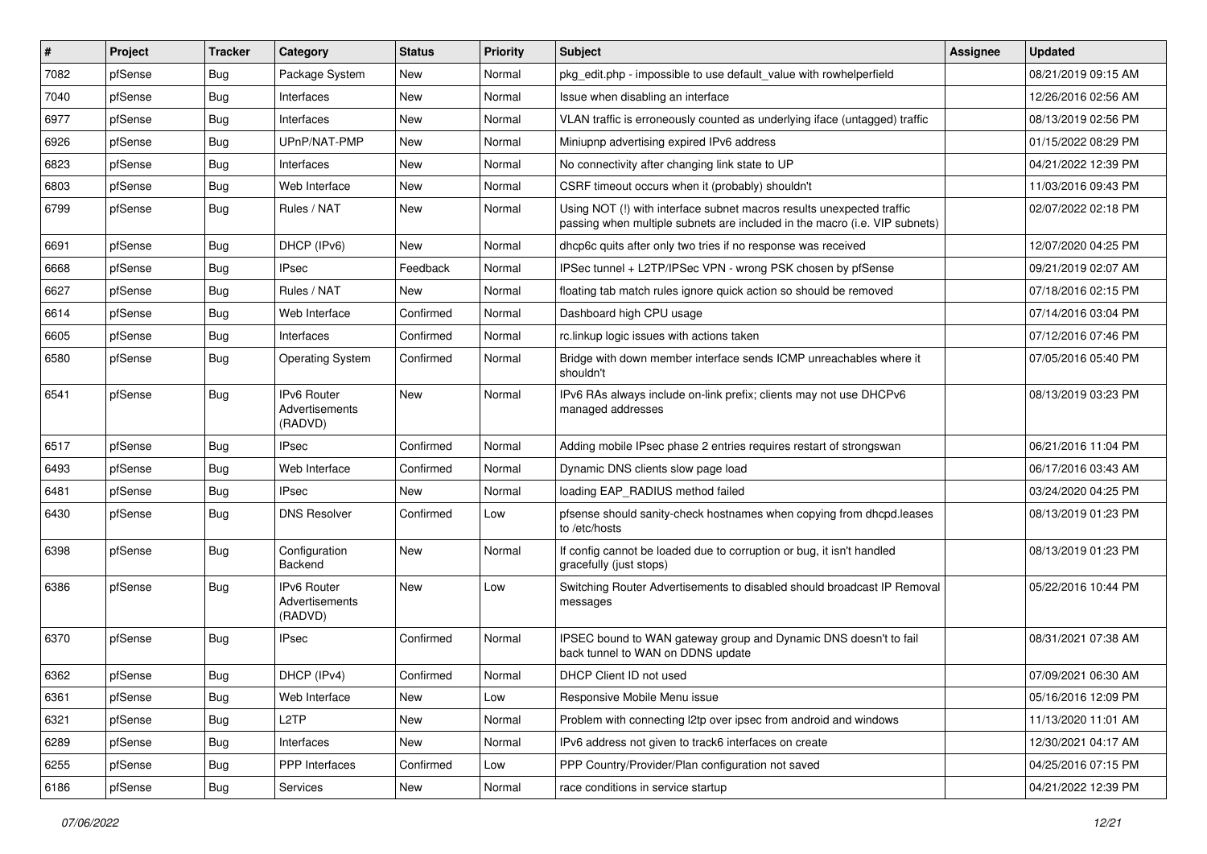| # | Project | Tracker | Category | Status | Priority | Subject | Assignee | Updated |
|---|---|---|---|---|---|---|---|---|
| 7082 | pfSense | Bug | Package System | New | Normal | pkg_edit.php - impossible to use default_value with rowhelperfield | | 08/21/2019 09:15 AM |
| 7040 | pfSense | Bug | Interfaces | New | Normal | Issue when disabling an interface | | 12/26/2016 02:56 AM |
| 6977 | pfSense | Bug | Interfaces | New | Normal | VLAN traffic is erroneously counted as underlying iface (untagged) traffic | | 08/13/2019 02:56 PM |
| 6926 | pfSense | Bug | UPnP/NAT-PMP | New | Normal | Miniupnp advertising expired IPv6 address | | 01/15/2022 08:29 PM |
| 6823 | pfSense | Bug | Interfaces | New | Normal | No connectivity after changing link state to UP | | 04/21/2022 12:39 PM |
| 6803 | pfSense | Bug | Web Interface | New | Normal | CSRF timeout occurs when it (probably) shouldn't | | 11/03/2016 09:43 PM |
| 6799 | pfSense | Bug | Rules / NAT | New | Normal | Using NOT (!) with interface subnet macros results unexpected traffic passing when multiple subnets are included in the macro (i.e. VIP subnets) | | 02/07/2022 02:18 PM |
| 6691 | pfSense | Bug | DHCP (IPv6) | New | Normal | dhcp6c quits after only two tries if no response was received | | 12/07/2020 04:25 PM |
| 6668 | pfSense | Bug | IPsec | Feedback | Normal | IPSec tunnel + L2TP/IPSec VPN - wrong PSK chosen by pfSense | | 09/21/2019 02:07 AM |
| 6627 | pfSense | Bug | Rules / NAT | New | Normal | floating tab match rules ignore quick action so should be removed | | 07/18/2016 02:15 PM |
| 6614 | pfSense | Bug | Web Interface | Confirmed | Normal | Dashboard high CPU usage | | 07/14/2016 03:04 PM |
| 6605 | pfSense | Bug | Interfaces | Confirmed | Normal | rc.linkup logic issues with actions taken | | 07/12/2016 07:46 PM |
| 6580 | pfSense | Bug | Operating System | Confirmed | Normal | Bridge with down member interface sends ICMP unreachables where it shouldn't | | 07/05/2016 05:40 PM |
| 6541 | pfSense | Bug | IPv6 Router Advertisements (RADVD) | New | Normal | IPv6 RAs always include on-link prefix; clients may not use DHCPv6 managed addresses | | 08/13/2019 03:23 PM |
| 6517 | pfSense | Bug | IPsec | Confirmed | Normal | Adding mobile IPsec phase 2 entries requires restart of strongswan | | 06/21/2016 11:04 PM |
| 6493 | pfSense | Bug | Web Interface | Confirmed | Normal | Dynamic DNS clients slow page load | | 06/17/2016 03:43 AM |
| 6481 | pfSense | Bug | IPsec | New | Normal | loading EAP_RADIUS method failed | | 03/24/2020 04:25 PM |
| 6430 | pfSense | Bug | DNS Resolver | Confirmed | Low | pfsense should sanity-check hostnames when copying from dhcpd.leases to /etc/hosts | | 08/13/2019 01:23 PM |
| 6398 | pfSense | Bug | Configuration Backend | New | Normal | If config cannot be loaded due to corruption or bug, it isn't handled gracefully (just stops) | | 08/13/2019 01:23 PM |
| 6386 | pfSense | Bug | IPv6 Router Advertisements (RADVD) | New | Low | Switching Router Advertisements to disabled should broadcast IP Removal messages | | 05/22/2016 10:44 PM |
| 6370 | pfSense | Bug | IPsec | Confirmed | Normal | IPSEC bound to WAN gateway group and Dynamic DNS doesn't to fail back tunnel to WAN on DDNS update | | 08/31/2021 07:38 AM |
| 6362 | pfSense | Bug | DHCP (IPv4) | Confirmed | Normal | DHCP Client ID not used | | 07/09/2021 06:30 AM |
| 6361 | pfSense | Bug | Web Interface | New | Low | Responsive Mobile Menu issue | | 05/16/2016 12:09 PM |
| 6321 | pfSense | Bug | L2TP | New | Normal | Problem with connecting l2tp over ipsec from android and windows | | 11/13/2020 11:01 AM |
| 6289 | pfSense | Bug | Interfaces | New | Normal | IPv6 address not given to track6 interfaces on create | | 12/30/2021 04:17 AM |
| 6255 | pfSense | Bug | PPP Interfaces | Confirmed | Low | PPP Country/Provider/Plan configuration not saved | | 04/25/2016 07:15 PM |
| 6186 | pfSense | Bug | Services | New | Normal | race conditions in service startup | | 04/21/2022 12:39 PM |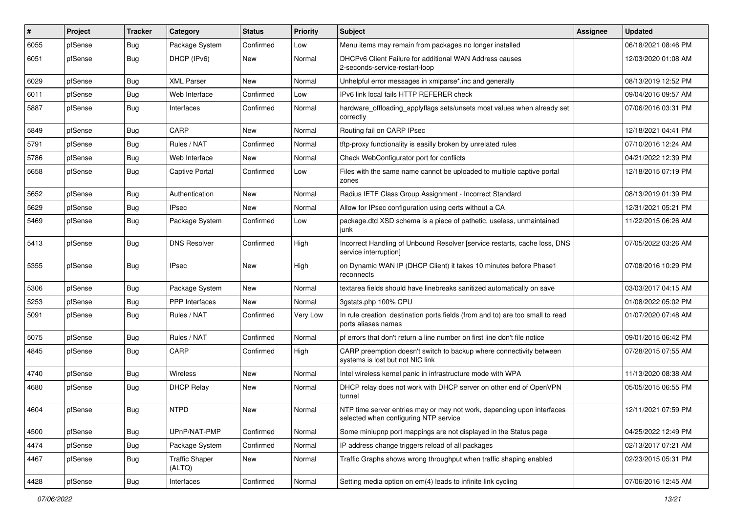| # | Project | Tracker | Category | Status | Priority | Subject | Assignee | Updated |
|---|---|---|---|---|---|---|---|---|
| 6055 | pfSense | Bug | Package System | Confirmed | Low | Menu items may remain from packages no longer installed | | 06/18/2021 08:46 PM |
| 6051 | pfSense | Bug | DHCP (IPv6) | New | Normal | DHCPv6 Client Failure for additional WAN Address causes 2-seconds-service-restart-loop | | 12/03/2020 01:08 AM |
| 6029 | pfSense | Bug | XML Parser | New | Normal | Unhelpful error messages in xmlparse*.inc and generally | | 08/13/2019 12:52 PM |
| 6011 | pfSense | Bug | Web Interface | Confirmed | Low | IPv6 link local fails HTTP REFERER check | | 09/04/2016 09:57 AM |
| 5887 | pfSense | Bug | Interfaces | Confirmed | Normal | hardware_offloading_applyflags sets/unsets most values when already set correctly | | 07/06/2016 03:31 PM |
| 5849 | pfSense | Bug | CARP | New | Normal | Routing fail on CARP IPsec | | 12/18/2021 04:41 PM |
| 5791 | pfSense | Bug | Rules / NAT | Confirmed | Normal | tftp-proxy functionality is easilly broken by unrelated rules | | 07/10/2016 12:24 AM |
| 5786 | pfSense | Bug | Web Interface | New | Normal | Check WebConfigurator port for conflicts | | 04/21/2022 12:39 PM |
| 5658 | pfSense | Bug | Captive Portal | Confirmed | Low | Files with the same name cannot be uploaded to multiple captive portal zones | | 12/18/2015 07:19 PM |
| 5652 | pfSense | Bug | Authentication | New | Normal | Radius IETF Class Group Assignment - Incorrect Standard | | 08/13/2019 01:39 PM |
| 5629 | pfSense | Bug | IPsec | New | Normal | Allow for IPsec configuration using certs without a CA | | 12/31/2021 05:21 PM |
| 5469 | pfSense | Bug | Package System | Confirmed | Low | package.dtd XSD schema is a piece of pathetic, useless, unmaintained junk | | 11/22/2015 06:26 AM |
| 5413 | pfSense | Bug | DNS Resolver | Confirmed | High | Incorrect Handling of Unbound Resolver [service restarts, cache loss, DNS service interruption] | | 07/05/2022 03:26 AM |
| 5355 | pfSense | Bug | IPsec | New | High | on Dynamic WAN IP (DHCP Client) it takes 10 minutes before Phase1 reconnects | | 07/08/2016 10:29 PM |
| 5306 | pfSense | Bug | Package System | New | Normal | textarea fields should have linebreaks sanitized automatically on save | | 03/03/2017 04:15 AM |
| 5253 | pfSense | Bug | PPP Interfaces | New | Normal | 3gstats.php 100% CPU | | 01/08/2022 05:02 PM |
| 5091 | pfSense | Bug | Rules / NAT | Confirmed | Very Low | In rule creation destination ports fields (from and to) are too small to read ports aliases names | | 01/07/2020 07:48 AM |
| 5075 | pfSense | Bug | Rules / NAT | Confirmed | Normal | pf errors that don't return a line number on first line don't file notice | | 09/01/2015 06:42 PM |
| 4845 | pfSense | Bug | CARP | Confirmed | High | CARP preemption doesn't switch to backup where connectivity between systems is lost but not NIC link | | 07/28/2015 07:55 AM |
| 4740 | pfSense | Bug | Wireless | New | Normal | Intel wireless kernel panic in infrastructure mode with WPA | | 11/13/2020 08:38 AM |
| 4680 | pfSense | Bug | DHCP Relay | New | Normal | DHCP relay does not work with DHCP server on other end of OpenVPN tunnel | | 05/05/2015 06:55 PM |
| 4604 | pfSense | Bug | NTPD | New | Normal | NTP time server entries may or may not work, depending upon interfaces selected when configuring NTP service | | 12/11/2021 07:59 PM |
| 4500 | pfSense | Bug | UPnP/NAT-PMP | Confirmed | Normal | Some miniupnp port mappings are not displayed in the Status page | | 04/25/2022 12:49 PM |
| 4474 | pfSense | Bug | Package System | Confirmed | Normal | IP address change triggers reload of all packages | | 02/13/2017 07:21 AM |
| 4467 | pfSense | Bug | Traffic Shaper (ALTQ) | New | Normal | Traffic Graphs shows wrong throughput when traffic shaping enabled | | 02/23/2015 05:31 PM |
| 4428 | pfSense | Bug | Interfaces | Confirmed | Normal | Setting media option on em(4) leads to infinite link cycling | | 07/06/2016 12:45 AM |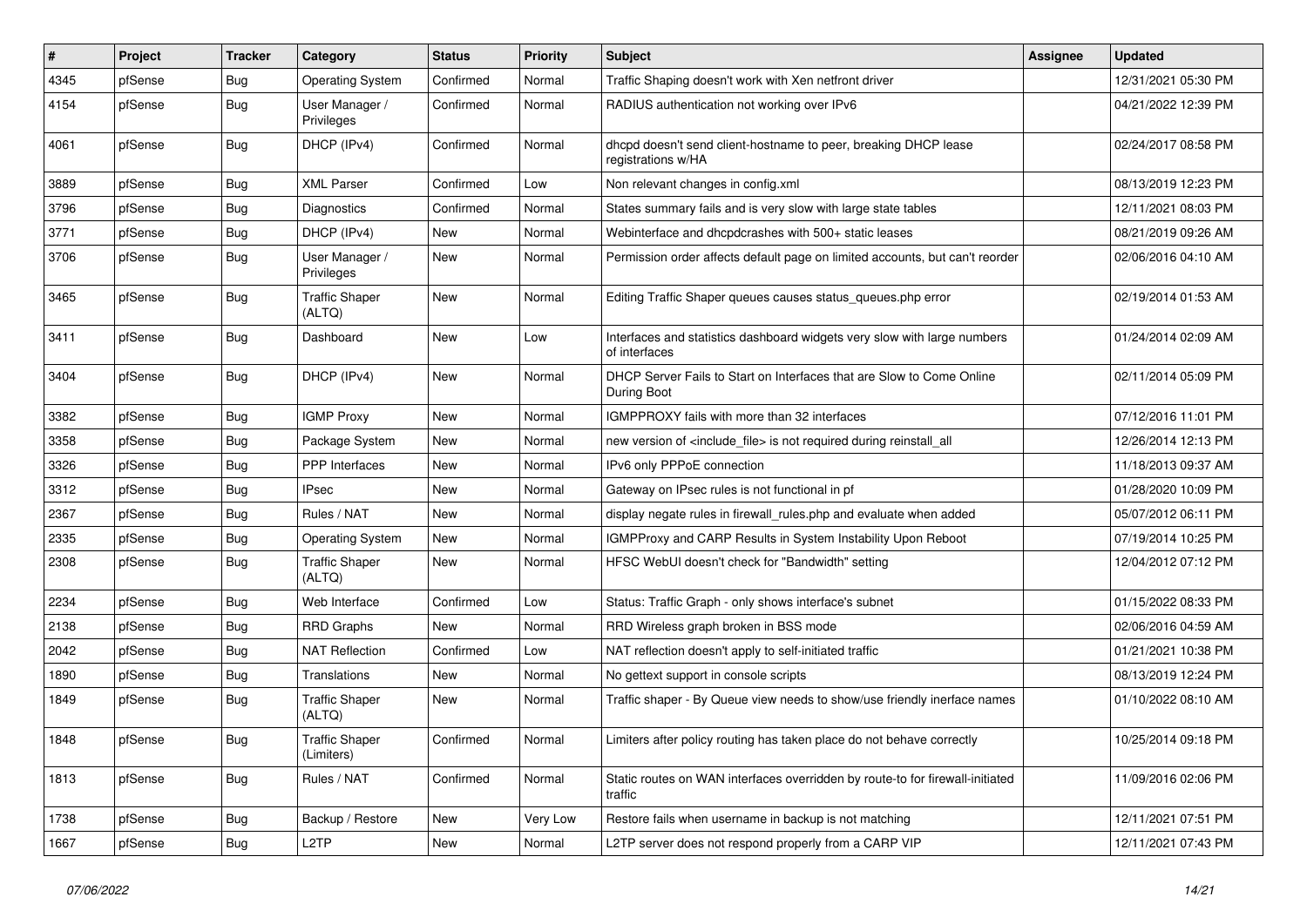| # | Project | Tracker | Category | Status | Priority | Subject | Assignee | Updated |
|---|---|---|---|---|---|---|---|---|
| 4345 | pfSense | Bug | Operating System | Confirmed | Normal | Traffic Shaping doesn't work with Xen netfront driver | | 12/31/2021 05:30 PM |
| 4154 | pfSense | Bug | User Manager / Privileges | Confirmed | Normal | RADIUS authentication not working over IPv6 | | 04/21/2022 12:39 PM |
| 4061 | pfSense | Bug | DHCP (IPv4) | Confirmed | Normal | dhcpd doesn't send client-hostname to peer, breaking DHCP lease registrations w/HA | | 02/24/2017 08:58 PM |
| 3889 | pfSense | Bug | XML Parser | Confirmed | Low | Non relevant changes in config.xml | | 08/13/2019 12:23 PM |
| 3796 | pfSense | Bug | Diagnostics | Confirmed | Normal | States summary fails and is very slow with large state tables | | 12/11/2021 08:03 PM |
| 3771 | pfSense | Bug | DHCP (IPv4) | New | Normal | Webinterface and dhcpdcrashes with 500+ static leases | | 08/21/2019 09:26 AM |
| 3706 | pfSense | Bug | User Manager / Privileges | New | Normal | Permission order affects default page on limited accounts, but can't reorder | | 02/06/2016 04:10 AM |
| 3465 | pfSense | Bug | Traffic Shaper (ALTQ) | New | Normal | Editing Traffic Shaper queues causes status_queues.php error | | 02/19/2014 01:53 AM |
| 3411 | pfSense | Bug | Dashboard | New | Low | Interfaces and statistics dashboard widgets very slow with large numbers of interfaces | | 01/24/2014 02:09 AM |
| 3404 | pfSense | Bug | DHCP (IPv4) | New | Normal | DHCP Server Fails to Start on Interfaces that are Slow to Come Online During Boot | | 02/11/2014 05:09 PM |
| 3382 | pfSense | Bug | IGMP Proxy | New | Normal | IGMPPROXY fails with more than 32 interfaces | | 07/12/2016 11:01 PM |
| 3358 | pfSense | Bug | Package System | New | Normal | new version of <include_file> is not required during reinstall_all | | 12/26/2014 12:13 PM |
| 3326 | pfSense | Bug | PPP Interfaces | New | Normal | IPv6 only PPPoE connection | | 11/18/2013 09:37 AM |
| 3312 | pfSense | Bug | IPsec | New | Normal | Gateway on IPsec rules is not functional in pf | | 01/28/2020 10:09 PM |
| 2367 | pfSense | Bug | Rules / NAT | New | Normal | display negate rules in firewall_rules.php and evaluate when added | | 05/07/2012 06:11 PM |
| 2335 | pfSense | Bug | Operating System | New | Normal | IGMPProxy and CARP Results in System Instability Upon Reboot | | 07/19/2014 10:25 PM |
| 2308 | pfSense | Bug | Traffic Shaper (ALTQ) | New | Normal | HFSC WebUI doesn't check for "Bandwidth" setting | | 12/04/2012 07:12 PM |
| 2234 | pfSense | Bug | Web Interface | Confirmed | Low | Status: Traffic Graph - only shows interface's subnet | | 01/15/2022 08:33 PM |
| 2138 | pfSense | Bug | RRD Graphs | New | Normal | RRD Wireless graph broken in BSS mode | | 02/06/2016 04:59 AM |
| 2042 | pfSense | Bug | NAT Reflection | Confirmed | Low | NAT reflection doesn't apply to self-initiated traffic | | 01/21/2021 10:38 PM |
| 1890 | pfSense | Bug | Translations | New | Normal | No gettext support in console scripts | | 08/13/2019 12:24 PM |
| 1849 | pfSense | Bug | Traffic Shaper (ALTQ) | New | Normal | Traffic shaper - By Queue view needs to show/use friendly inerface names | | 01/10/2022 08:10 AM |
| 1848 | pfSense | Bug | Traffic Shaper (Limiters) | Confirmed | Normal | Limiters after policy routing has taken place do not behave correctly | | 10/25/2014 09:18 PM |
| 1813 | pfSense | Bug | Rules / NAT | Confirmed | Normal | Static routes on WAN interfaces overridden by route-to for firewall-initiated traffic | | 11/09/2016 02:06 PM |
| 1738 | pfSense | Bug | Backup / Restore | New | Very Low | Restore fails when username in backup is not matching | | 12/11/2021 07:51 PM |
| 1667 | pfSense | Bug | L2TP | New | Normal | L2TP server does not respond properly from a CARP VIP | | 12/11/2021 07:43 PM |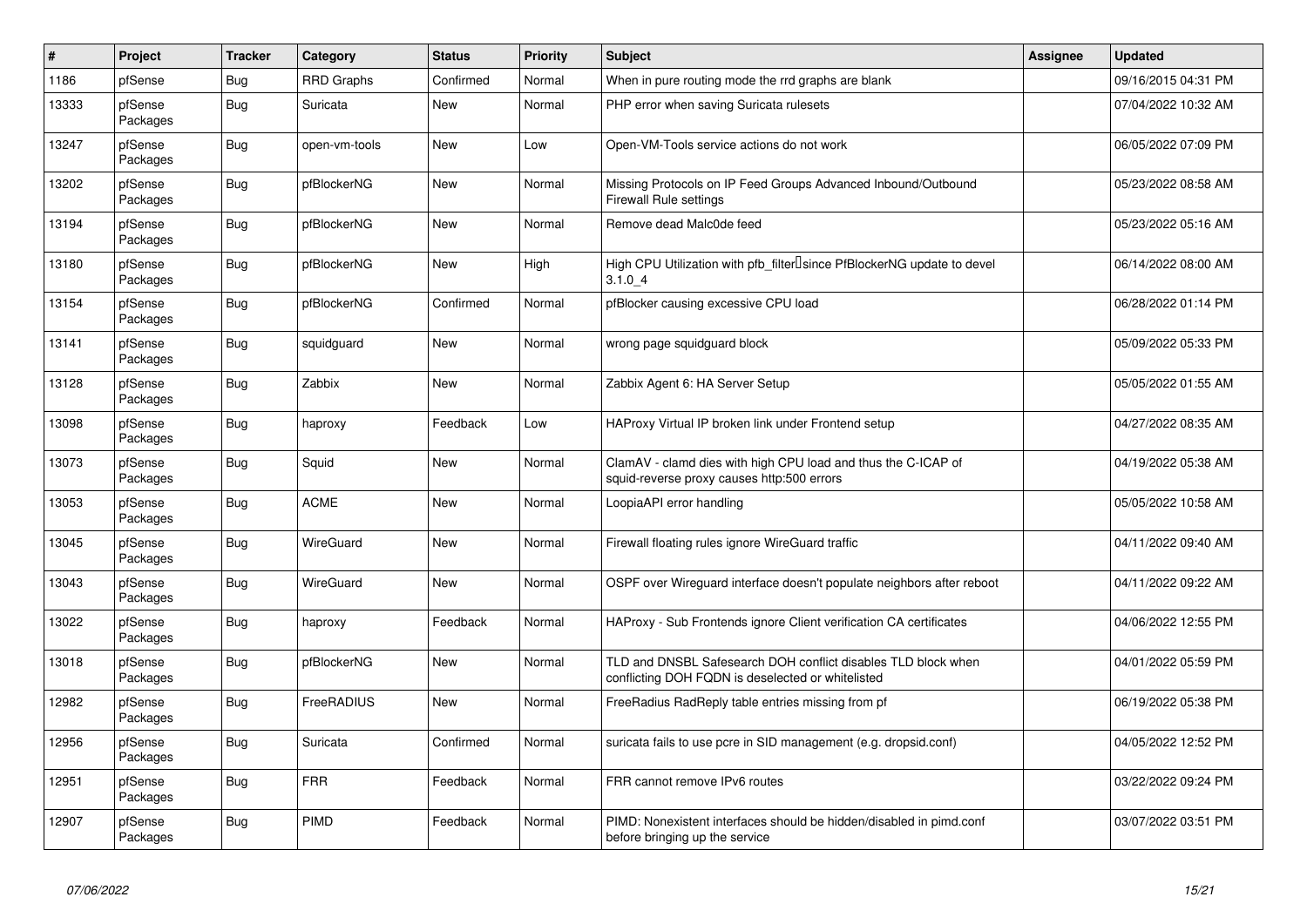| # | Project | Tracker | Category | Status | Priority | Subject | Assignee | Updated |
|---|---|---|---|---|---|---|---|---|
| 1186 | pfSense | Bug | RRD Graphs | Confirmed | Normal | When in pure routing mode the rrd graphs are blank | | 09/16/2015 04:31 PM |
| 13333 | pfSense Packages | Bug | Suricata | New | Normal | PHP error when saving Suricata rulesets | | 07/04/2022 10:32 AM |
| 13247 | pfSense Packages | Bug | open-vm-tools | New | Low | Open-VM-Tools service actions do not work | | 06/05/2022 07:09 PM |
| 13202 | pfSense Packages | Bug | pfBlockerNG | New | Normal | Missing Protocols on IP Feed Groups Advanced Inbound/Outbound Firewall Rule settings | | 05/23/2022 08:58 AM |
| 13194 | pfSense Packages | Bug | pfBlockerNG | New | Normal | Remove dead Malc0de feed | | 05/23/2022 05:16 AM |
| 13180 | pfSense Packages | Bug | pfBlockerNG | New | High | High CPU Utilization with pfb_filter since PfBlockerNG update to devel 3.1.0_4 | | 06/14/2022 08:00 AM |
| 13154 | pfSense Packages | Bug | pfBlockerNG | Confirmed | Normal | pfBlocker causing excessive CPU load | | 06/28/2022 01:14 PM |
| 13141 | pfSense Packages | Bug | squidguard | New | Normal | wrong page squidguard block | | 05/09/2022 05:33 PM |
| 13128 | pfSense Packages | Bug | Zabbix | New | Normal | Zabbix Agent 6: HA Server Setup | | 05/05/2022 01:55 AM |
| 13098 | pfSense Packages | Bug | haproxy | Feedback | Low | HAProxy Virtual IP broken link under Frontend setup | | 04/27/2022 08:35 AM |
| 13073 | pfSense Packages | Bug | Squid | New | Normal | ClamAV - clamd dies with high CPU load and thus the C-ICAP of squid-reverse proxy causes http:500 errors | | 04/19/2022 05:38 AM |
| 13053 | pfSense Packages | Bug | ACME | New | Normal | LoopiaAPI error handling | | 05/05/2022 10:58 AM |
| 13045 | pfSense Packages | Bug | WireGuard | New | Normal | Firewall floating rules ignore WireGuard traffic | | 04/11/2022 09:40 AM |
| 13043 | pfSense Packages | Bug | WireGuard | New | Normal | OSPF over Wireguard interface doesn't populate neighbors after reboot | | 04/11/2022 09:22 AM |
| 13022 | pfSense Packages | Bug | haproxy | Feedback | Normal | HAProxy - Sub Frontends ignore Client verification CA certificates | | 04/06/2022 12:55 PM |
| 13018 | pfSense Packages | Bug | pfBlockerNG | New | Normal | TLD and DNSBL Safesearch DOH conflict disables TLD block when conflicting DOH FQDN is deselected or whitelisted | | 04/01/2022 05:59 PM |
| 12982 | pfSense Packages | Bug | FreeRADIUS | New | Normal | FreeRadius RadReply table entries missing from pf | | 06/19/2022 05:38 PM |
| 12956 | pfSense Packages | Bug | Suricata | Confirmed | Normal | suricata fails to use pcre in SID management (e.g. dropsid.conf) | | 04/05/2022 12:52 PM |
| 12951 | pfSense Packages | Bug | FRR | Feedback | Normal | FRR cannot remove IPv6 routes | | 03/22/2022 09:24 PM |
| 12907 | pfSense Packages | Bug | PIMD | Feedback | Normal | PIMD: Nonexistent interfaces should be hidden/disabled in pimd.conf before bringing up the service | | 03/07/2022 03:51 PM |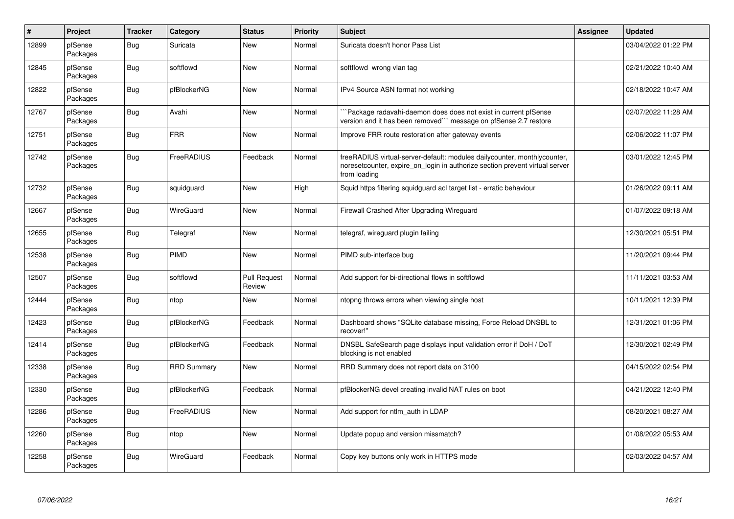| # | Project | Tracker | Category | Status | Priority | Subject | Assignee | Updated |
|---|---|---|---|---|---|---|---|---|
| 12899 | pfSense Packages | Bug | Suricata | New | Normal | Suricata doesn't honor Pass List | | 03/04/2022 01:22 PM |
| 12845 | pfSense Packages | Bug | softflowd | New | Normal | softflowd wrong vlan tag | | 02/21/2022 10:40 AM |
| 12822 | pfSense Packages | Bug | pfBlockerNG | New | Normal | IPv4 Source ASN format not working | | 02/18/2022 10:47 AM |
| 12767 | pfSense Packages | Bug | Avahi | New | Normal | ```Package radavahi-daemon does does not exist in current pfSense version and it has been removed``` message on pfSense 2.7 restore | | 02/07/2022 11:28 AM |
| 12751 | pfSense Packages | Bug | FRR | New | Normal | Improve FRR route restoration after gateway events | | 02/06/2022 11:07 PM |
| 12742 | pfSense Packages | Bug | FreeRADIUS | Feedback | Normal | freeRADIUS virtual-server-default: modules dailycounter, monthlycounter, noresetcounter, expire_on_login in authorize section prevent virtual server from loading | | 03/01/2022 12:45 PM |
| 12732 | pfSense Packages | Bug | squidguard | New | High | Squid https filtering squidguard acl target list - erratic behaviour | | 01/26/2022 09:11 AM |
| 12667 | pfSense Packages | Bug | WireGuard | New | Normal | Firewall Crashed After Upgrading Wireguard | | 01/07/2022 09:18 AM |
| 12655 | pfSense Packages | Bug | Telegraf | New | Normal | telegraf, wireguard plugin failing | | 12/30/2021 05:51 PM |
| 12538 | pfSense Packages | Bug | PIMD | New | Normal | PIMD sub-interface bug | | 11/20/2021 09:44 PM |
| 12507 | pfSense Packages | Bug | softflowd | Pull Request Review | Normal | Add support for bi-directional flows in softflowd | | 11/11/2021 03:53 AM |
| 12444 | pfSense Packages | Bug | ntop | New | Normal | ntopng throws errors when viewing single host | | 10/11/2021 12:39 PM |
| 12423 | pfSense Packages | Bug | pfBlockerNG | Feedback | Normal | Dashboard shows "SQLite database missing, Force Reload DNSBL to recover!" | | 12/31/2021 01:06 PM |
| 12414 | pfSense Packages | Bug | pfBlockerNG | Feedback | Normal | DNSBL SafeSearch page displays input validation error if DoH / DoT blocking is not enabled | | 12/30/2021 02:49 PM |
| 12338 | pfSense Packages | Bug | RRD Summary | New | Normal | RRD Summary does not report data on 3100 | | 04/15/2022 02:54 PM |
| 12330 | pfSense Packages | Bug | pfBlockerNG | Feedback | Normal | pfBlockerNG devel creating invalid NAT rules on boot | | 04/21/2022 12:40 PM |
| 12286 | pfSense Packages | Bug | FreeRADIUS | New | Normal | Add support for ntlm_auth in LDAP | | 08/20/2021 08:27 AM |
| 12260 | pfSense Packages | Bug | ntop | New | Normal | Update popup and version missmatch? | | 01/08/2022 05:53 AM |
| 12258 | pfSense Packages | Bug | WireGuard | Feedback | Normal | Copy key buttons only work in HTTPS mode | | 02/03/2022 04:57 AM |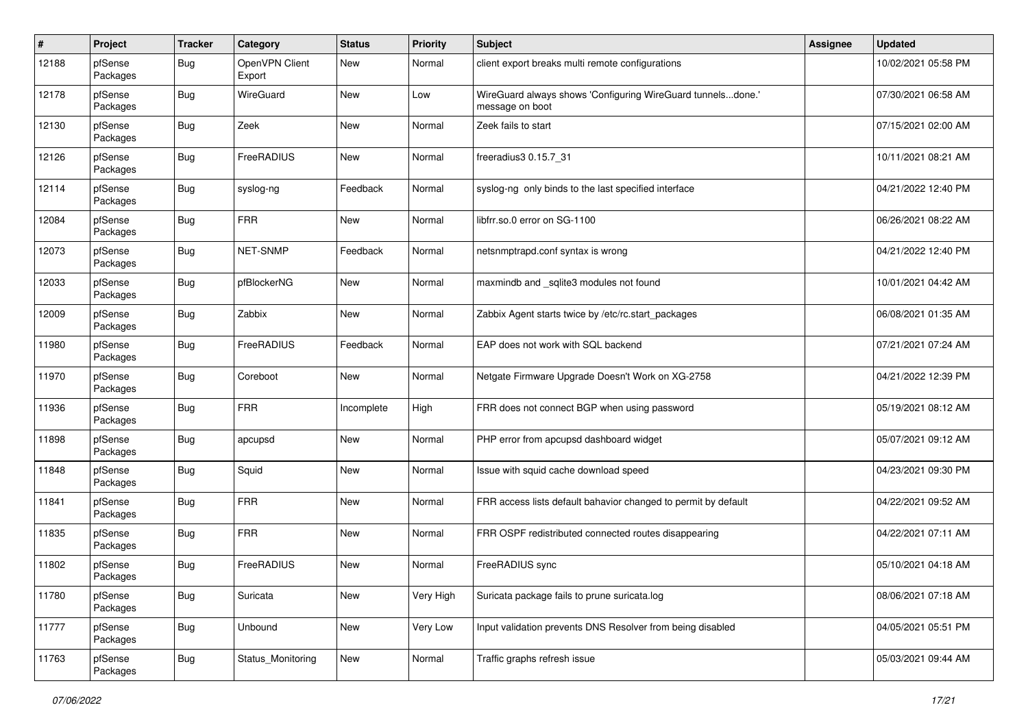| # | Project | Tracker | Category | Status | Priority | Subject | Assignee | Updated |
|---|---|---|---|---|---|---|---|---|
| 12188 | pfSense Packages | Bug | OpenVPN Client Export | New | Normal | client export breaks multi remote configurations | | 10/02/2021 05:58 PM |
| 12178 | pfSense Packages | Bug | WireGuard | New | Low | WireGuard always shows 'Configuring WireGuard tunnels...done.' message on boot | | 07/30/2021 06:58 AM |
| 12130 | pfSense Packages | Bug | Zeek | New | Normal | Zeek fails to start | | 07/15/2021 02:00 AM |
| 12126 | pfSense Packages | Bug | FreeRADIUS | New | Normal | freeradius3 0.15.7_31 | | 10/11/2021 08:21 AM |
| 12114 | pfSense Packages | Bug | syslog-ng | Feedback | Normal | syslog-ng only binds to the last specified interface | | 04/21/2022 12:40 PM |
| 12084 | pfSense Packages | Bug | FRR | New | Normal | libfrr.so.0 error on SG-1100 | | 06/26/2021 08:22 AM |
| 12073 | pfSense Packages | Bug | NET-SNMP | Feedback | Normal | netsnmptrapd.conf syntax is wrong | | 04/21/2022 12:40 PM |
| 12033 | pfSense Packages | Bug | pfBlockerNG | New | Normal | maxmindb and _sqlite3 modules not found | | 10/01/2021 04:42 AM |
| 12009 | pfSense Packages | Bug | Zabbix | New | Normal | Zabbix Agent starts twice by /etc/rc.start_packages | | 06/08/2021 01:35 AM |
| 11980 | pfSense Packages | Bug | FreeRADIUS | Feedback | Normal | EAP does not work with SQL backend | | 07/21/2021 07:24 AM |
| 11970 | pfSense Packages | Bug | Coreboot | New | Normal | Netgate Firmware Upgrade Doesn't Work on XG-2758 | | 04/21/2022 12:39 PM |
| 11936 | pfSense Packages | Bug | FRR | Incomplete | High | FRR does not connect BGP when using password | | 05/19/2021 08:12 AM |
| 11898 | pfSense Packages | Bug | apcupsd | New | Normal | PHP error from apcupsd dashboard widget | | 05/07/2021 09:12 AM |
| 11848 | pfSense Packages | Bug | Squid | New | Normal | Issue with squid cache download speed | | 04/23/2021 09:30 PM |
| 11841 | pfSense Packages | Bug | FRR | New | Normal | FRR access lists default bahavior changed to permit by default | | 04/22/2021 09:52 AM |
| 11835 | pfSense Packages | Bug | FRR | New | Normal | FRR OSPF redistributed connected routes disappearing | | 04/22/2021 07:11 AM |
| 11802 | pfSense Packages | Bug | FreeRADIUS | New | Normal | FreeRADIUS sync | | 05/10/2021 04:18 AM |
| 11780 | pfSense Packages | Bug | Suricata | New | Very High | Suricata package fails to prune suricata.log | | 08/06/2021 07:18 AM |
| 11777 | pfSense Packages | Bug | Unbound | New | Very Low | Input validation prevents DNS Resolver from being disabled | | 04/05/2021 05:51 PM |
| 11763 | pfSense Packages | Bug | Status_Monitoring | New | Normal | Traffic graphs refresh issue | | 05/03/2021 09:44 AM |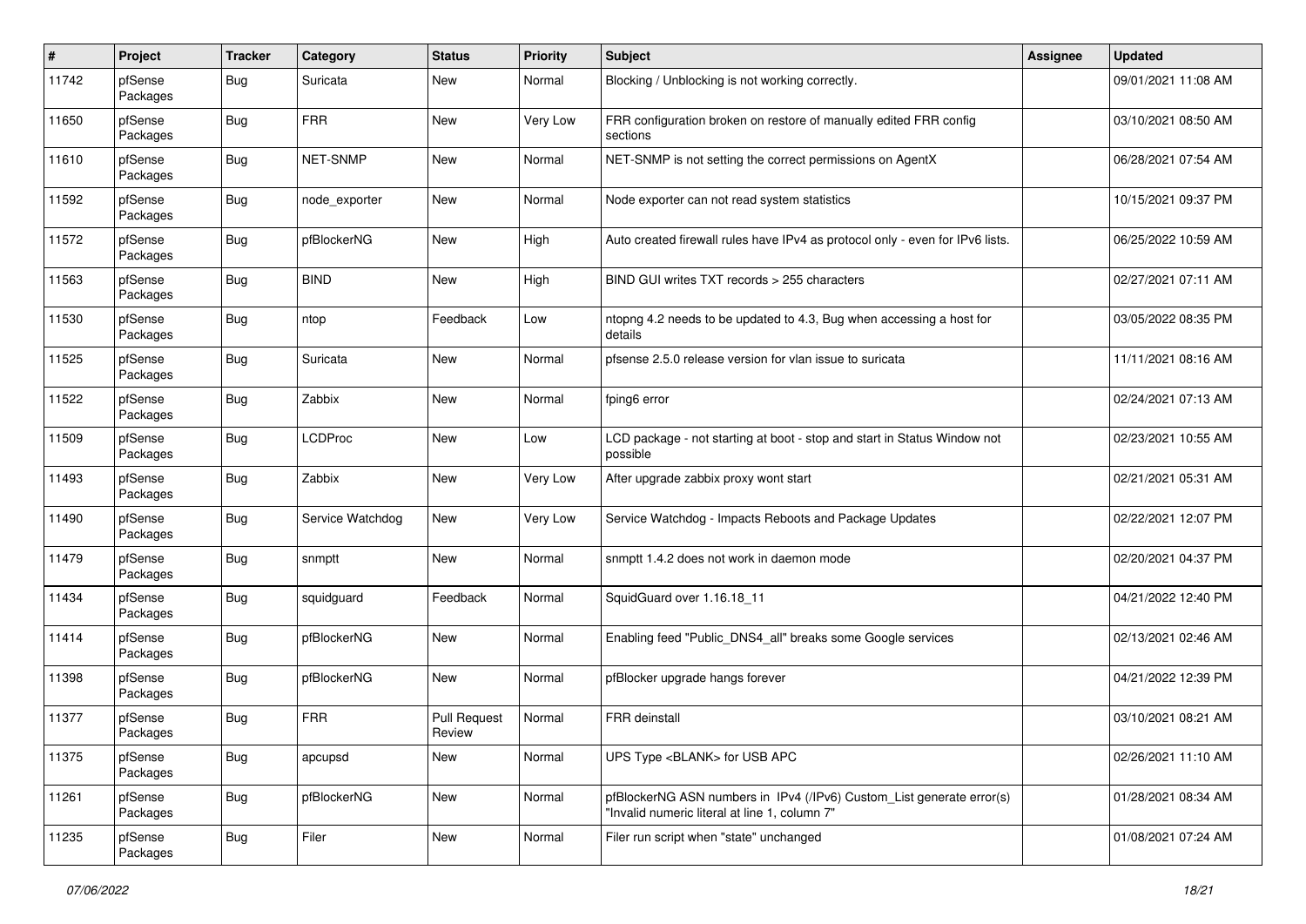| # | Project | Tracker | Category | Status | Priority | Subject | Assignee | Updated |
|---|---|---|---|---|---|---|---|---|
| 11742 | pfSense Packages | Bug | Suricata | New | Normal | Blocking / Unblocking is not working correctly. | | 09/01/2021 11:08 AM |
| 11650 | pfSense Packages | Bug | FRR | New | Very Low | FRR configuration broken on restore of manually edited FRR config sections | | 03/10/2021 08:50 AM |
| 11610 | pfSense Packages | Bug | NET-SNMP | New | Normal | NET-SNMP is not setting the correct permissions on AgentX | | 06/28/2021 07:54 AM |
| 11592 | pfSense Packages | Bug | node_exporter | New | Normal | Node exporter can not read system statistics | | 10/15/2021 09:37 PM |
| 11572 | pfSense Packages | Bug | pfBlockerNG | New | High | Auto created firewall rules have IPv4 as protocol only - even for IPv6 lists. | | 06/25/2022 10:59 AM |
| 11563 | pfSense Packages | Bug | BIND | New | High | BIND GUI writes TXT records > 255 characters | | 02/27/2021 07:11 AM |
| 11530 | pfSense Packages | Bug | ntop | Feedback | Low | ntopng 4.2 needs to be updated to 4.3, Bug when accessing a host for details | | 03/05/2022 08:35 PM |
| 11525 | pfSense Packages | Bug | Suricata | New | Normal | pfsense 2.5.0 release version for vlan issue to suricata | | 11/11/2021 08:16 AM |
| 11522 | pfSense Packages | Bug | Zabbix | New | Normal | fping6 error | | 02/24/2021 07:13 AM |
| 11509 | pfSense Packages | Bug | LCDProc | New | Low | LCD package - not starting at boot - stop and start in Status Window not possible | | 02/23/2021 10:55 AM |
| 11493 | pfSense Packages | Bug | Zabbix | New | Very Low | After upgrade zabbix proxy wont start | | 02/21/2021 05:31 AM |
| 11490 | pfSense Packages | Bug | Service Watchdog | New | Very Low | Service Watchdog - Impacts Reboots and Package Updates | | 02/22/2021 12:07 PM |
| 11479 | pfSense Packages | Bug | snmptt | New | Normal | snmptt 1.4.2 does not work in daemon mode | | 02/20/2021 04:37 PM |
| 11434 | pfSense Packages | Bug | squidguard | Feedback | Normal | SquidGuard over 1.16.18_11 | | 04/21/2022 12:40 PM |
| 11414 | pfSense Packages | Bug | pfBlockerNG | New | Normal | Enabling feed "Public_DNS4_all" breaks some Google services | | 02/13/2021 02:46 AM |
| 11398 | pfSense Packages | Bug | pfBlockerNG | New | Normal | pfBlocker upgrade hangs forever | | 04/21/2022 12:39 PM |
| 11377 | pfSense Packages | Bug | FRR | Pull Request Review | Normal | FRR deinstall | | 03/10/2021 08:21 AM |
| 11375 | pfSense Packages | Bug | apcupsd | New | Normal | UPS Type <BLANK> for USB APC | | 02/26/2021 11:10 AM |
| 11261 | pfSense Packages | Bug | pfBlockerNG | New | Normal | pfBlockerNG ASN numbers in IPv4 (/IPv6) Custom_List generate error(s) "Invalid numeric literal at line 1, column 7" | | 01/28/2021 08:34 AM |
| 11235 | pfSense Packages | Bug | Filer | New | Normal | Filer run script when "state" unchanged | | 01/08/2021 07:24 AM |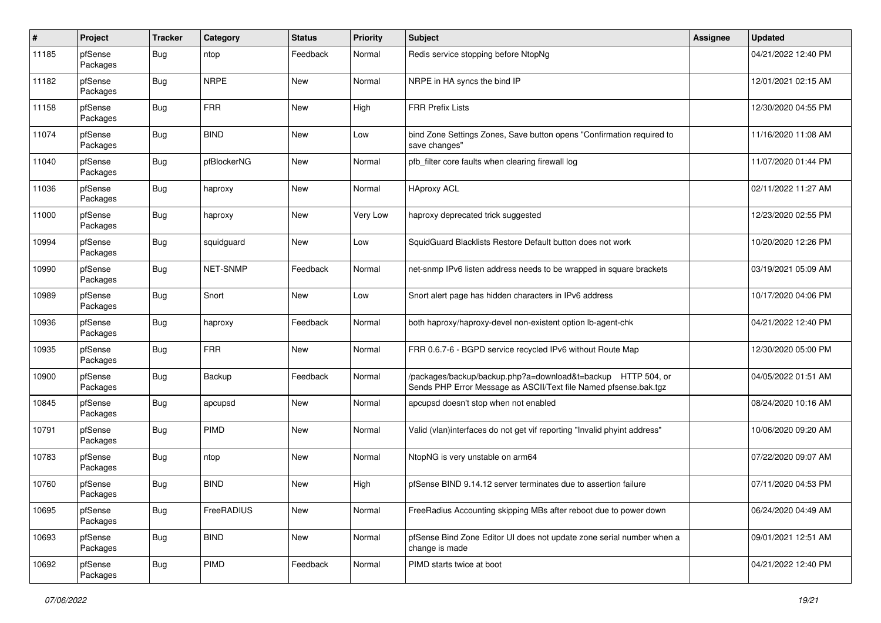| # | Project | Tracker | Category | Status | Priority | Subject | Assignee | Updated |
|---|---|---|---|---|---|---|---|---|
| 11185 | pfSense Packages | Bug | ntop | Feedback | Normal | Redis service stopping before NtopNg | | 04/21/2022 12:40 PM |
| 11182 | pfSense Packages | Bug | NRPE | New | Normal | NRPE in HA syncs the bind IP | | 12/01/2021 02:15 AM |
| 11158 | pfSense Packages | Bug | FRR | New | High | FRR Prefix Lists | | 12/30/2020 04:55 PM |
| 11074 | pfSense Packages | Bug | BIND | New | Low | bind Zone Settings Zones, Save button opens "Confirmation required to save changes" | | 11/16/2020 11:08 AM |
| 11040 | pfSense Packages | Bug | pfBlockerNG | New | Normal | pfb_filter core faults when clearing firewall log | | 11/07/2020 01:44 PM |
| 11036 | pfSense Packages | Bug | haproxy | New | Normal | HAproxy ACL | | 02/11/2022 11:27 AM |
| 11000 | pfSense Packages | Bug | haproxy | New | Very Low | haproxy deprecated trick suggested | | 12/23/2020 02:55 PM |
| 10994 | pfSense Packages | Bug | squidguard | New | Low | SquidGuard Blacklists Restore Default button does not work | | 10/20/2020 12:26 PM |
| 10990 | pfSense Packages | Bug | NET-SNMP | Feedback | Normal | net-snmp IPv6 listen address needs to be wrapped in square brackets | | 03/19/2021 05:09 AM |
| 10989 | pfSense Packages | Bug | Snort | New | Low | Snort alert page has hidden characters in IPv6 address | | 10/17/2020 04:06 PM |
| 10936 | pfSense Packages | Bug | haproxy | Feedback | Normal | both haproxy/haproxy-devel non-existent option lb-agent-chk | | 04/21/2022 12:40 PM |
| 10935 | pfSense Packages | Bug | FRR | New | Normal | FRR 0.6.7-6 - BGPD service recycled IPv6 without Route Map | | 12/30/2020 05:00 PM |
| 10900 | pfSense Packages | Bug | Backup | Feedback | Normal | /packages/backup/backup.php?a=download&t=backup HTTP 504, or Sends PHP Error Message as ASCII/Text file Named pfsense.bak.tgz | | 04/05/2022 01:51 AM |
| 10845 | pfSense Packages | Bug | apcupsd | New | Normal | apcupsd doesn't stop when not enabled | | 08/24/2020 10:16 AM |
| 10791 | pfSense Packages | Bug | PIMD | New | Normal | Valid (vlan)interfaces do not get vif reporting "Invalid phyint address" | | 10/06/2020 09:20 AM |
| 10783 | pfSense Packages | Bug | ntop | New | Normal | NtopNG is very unstable on arm64 | | 07/22/2020 09:07 AM |
| 10760 | pfSense Packages | Bug | BIND | New | High | pfSense BIND 9.14.12 server terminates due to assertion failure | | 07/11/2020 04:53 PM |
| 10695 | pfSense Packages | Bug | FreeRADIUS | New | Normal | FreeRadius Accounting skipping MBs after reboot due to power down | | 06/24/2020 04:49 AM |
| 10693 | pfSense Packages | Bug | BIND | New | Normal | pfSense Bind Zone Editor UI does not update zone serial number when a change is made | | 09/01/2021 12:51 AM |
| 10692 | pfSense Packages | Bug | PIMD | Feedback | Normal | PIMD starts twice at boot | | 04/21/2022 12:40 PM |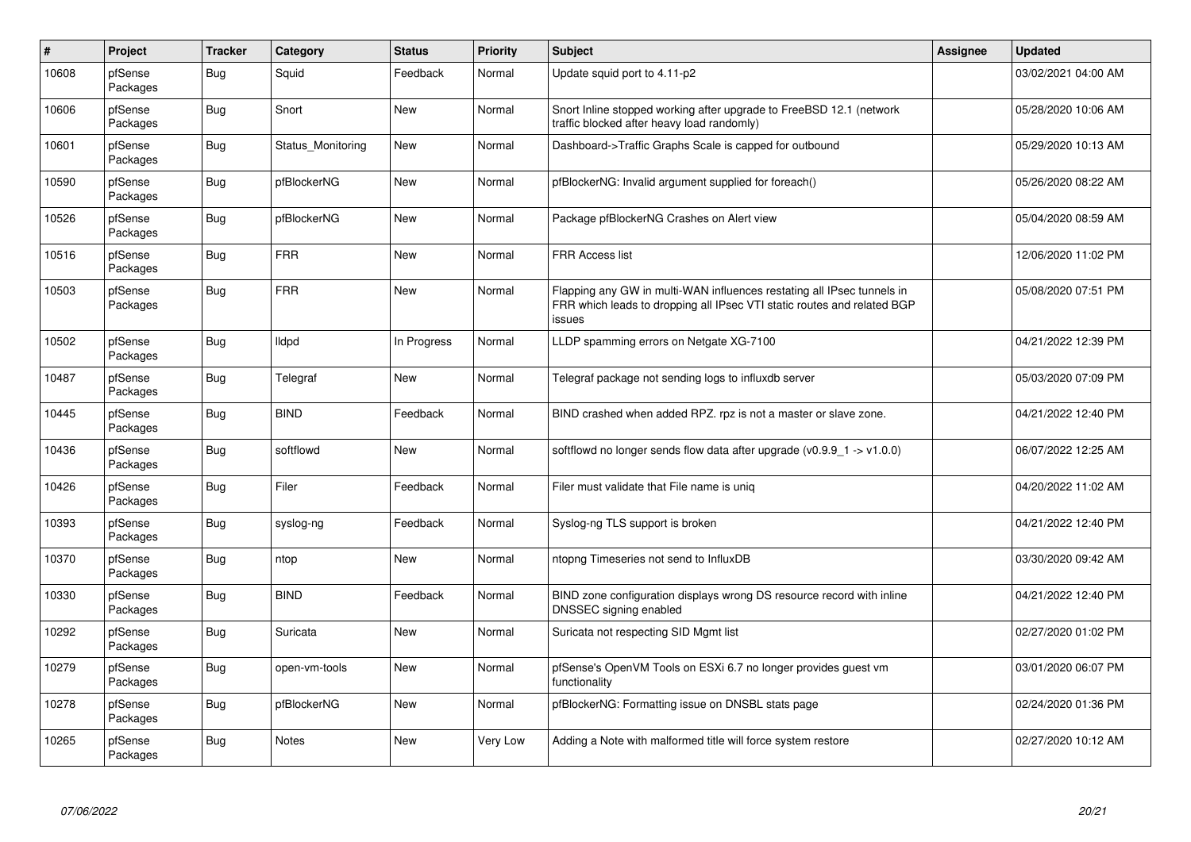| # | Project | Tracker | Category | Status | Priority | Subject | Assignee | Updated |
|---|---|---|---|---|---|---|---|---|
| 10608 | pfSense Packages | Bug | Squid | Feedback | Normal | Update squid port to 4.11-p2 | | 03/02/2021 04:00 AM |
| 10606 | pfSense Packages | Bug | Snort | New | Normal | Snort Inline stopped working after upgrade to FreeBSD 12.1 (network traffic blocked after heavy load randomly) | | 05/28/2020 10:06 AM |
| 10601 | pfSense Packages | Bug | Status_Monitoring | New | Normal | Dashboard->Traffic Graphs Scale is capped for outbound | | 05/29/2020 10:13 AM |
| 10590 | pfSense Packages | Bug | pfBlockerNG | New | Normal | pfBlockerNG: Invalid argument supplied for foreach() | | 05/26/2020 08:22 AM |
| 10526 | pfSense Packages | Bug | pfBlockerNG | New | Normal | Package pfBlockerNG Crashes on Alert view | | 05/04/2020 08:59 AM |
| 10516 | pfSense Packages | Bug | FRR | New | Normal | FRR Access list | | 12/06/2020 11:02 PM |
| 10503 | pfSense Packages | Bug | FRR | New | Normal | Flapping any GW in multi-WAN influences restating all IPsec tunnels in FRR which leads to dropping all IPsec VTI static routes and related BGP issues | | 05/08/2020 07:51 PM |
| 10502 | pfSense Packages | Bug | lldpd | In Progress | Normal | LLDP spamming errors on Netgate XG-7100 | | 04/21/2022 12:39 PM |
| 10487 | pfSense Packages | Bug | Telegraf | New | Normal | Telegraf package not sending logs to influxdb server | | 05/03/2020 07:09 PM |
| 10445 | pfSense Packages | Bug | BIND | Feedback | Normal | BIND crashed when added RPZ. rpz is not a master or slave zone. | | 04/21/2022 12:40 PM |
| 10436 | pfSense Packages | Bug | softflowd | New | Normal | softflowd no longer sends flow data after upgrade (v0.9.9_1 -> v1.0.0) | | 06/07/2022 12:25 AM |
| 10426 | pfSense Packages | Bug | Filer | Feedback | Normal | Filer must validate that File name is uniq | | 04/20/2022 11:02 AM |
| 10393 | pfSense Packages | Bug | syslog-ng | Feedback | Normal | Syslog-ng TLS support is broken | | 04/21/2022 12:40 PM |
| 10370 | pfSense Packages | Bug | ntop | New | Normal | ntopng Timeseries not send to InfluxDB | | 03/30/2020 09:42 AM |
| 10330 | pfSense Packages | Bug | BIND | Feedback | Normal | BIND zone configuration displays wrong DS resource record with inline DNSSEC signing enabled | | 04/21/2022 12:40 PM |
| 10292 | pfSense Packages | Bug | Suricata | New | Normal | Suricata not respecting SID Mgmt list | | 02/27/2020 01:02 PM |
| 10279 | pfSense Packages | Bug | open-vm-tools | New | Normal | pfSense's OpenVM Tools on ESXi 6.7 no longer provides guest vm functionality | | 03/01/2020 06:07 PM |
| 10278 | pfSense Packages | Bug | pfBlockerNG | New | Normal | pfBlockerNG: Formatting issue on DNSBL stats page | | 02/24/2020 01:36 PM |
| 10265 | pfSense Packages | Bug | Notes | New | Very Low | Adding a Note with malformed title will force system restore | | 02/27/2020 10:12 AM |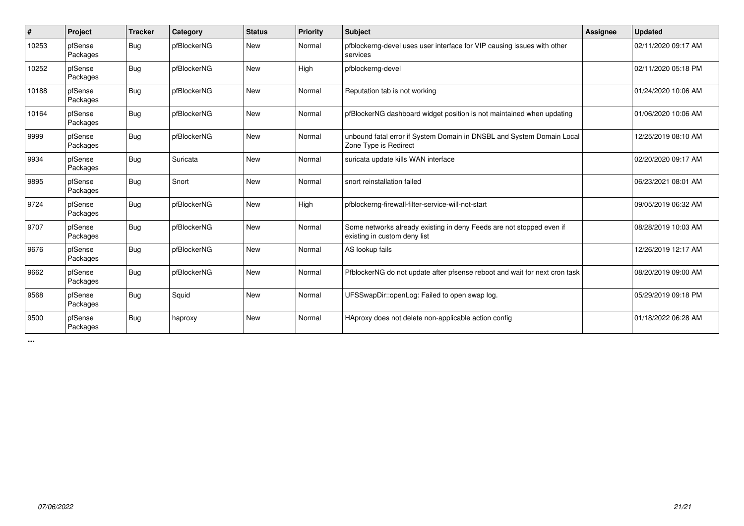| # | Project | Tracker | Category | Status | Priority | Subject | Assignee | Updated |
|---|---|---|---|---|---|---|---|---|
| 10253 | pfSense Packages | Bug | pfBlockerNG | New | Normal | pfblockerng-devel uses user interface for VIP causing issues with other services | | 02/11/2020 09:17 AM |
| 10252 | pfSense Packages | Bug | pfBlockerNG | New | High | pfblockerng-devel | | 02/11/2020 05:18 PM |
| 10188 | pfSense Packages | Bug | pfBlockerNG | New | Normal | Reputation tab is not working | | 01/24/2020 10:06 AM |
| 10164 | pfSense Packages | Bug | pfBlockerNG | New | Normal | pfBlockerNG dashboard widget position is not maintained when updating | | 01/06/2020 10:06 AM |
| 9999 | pfSense Packages | Bug | pfBlockerNG | New | Normal | unbound fatal error if System Domain in DNSBL and System Domain Local Zone Type is Redirect | | 12/25/2019 08:10 AM |
| 9934 | pfSense Packages | Bug | Suricata | New | Normal | suricata update kills WAN interface | | 02/20/2020 09:17 AM |
| 9895 | pfSense Packages | Bug | Snort | New | Normal | snort reinstallation failed | | 06/23/2021 08:01 AM |
| 9724 | pfSense Packages | Bug | pfBlockerNG | New | High | pfblockerng-firewall-filter-service-will-not-start | | 09/05/2019 06:32 AM |
| 9707 | pfSense Packages | Bug | pfBlockerNG | New | Normal | Some networks already existing in deny Feeds are not stopped even if existing in custom deny list | | 08/28/2019 10:03 AM |
| 9676 | pfSense Packages | Bug | pfBlockerNG | New | Normal | AS lookup fails | | 12/26/2019 12:17 AM |
| 9662 | pfSense Packages | Bug | pfBlockerNG | New | Normal | PfblockerNG do not update after pfsense reboot and wait for next cron task | | 08/20/2019 09:00 AM |
| 9568 | pfSense Packages | Bug | Squid | New | Normal | UFSSwapDir::openLog: Failed to open swap log. | | 05/29/2019 09:18 PM |
| 9500 | pfSense Packages | Bug | haproxy | New | Normal | HAproxy does not delete non-applicable action config | | 01/18/2022 06:28 AM |

...